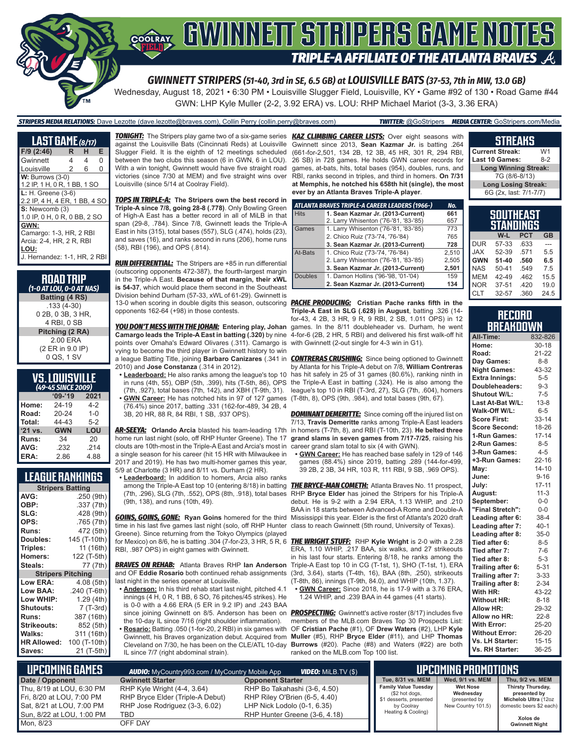# GWINNETT STRIPERS GAME NOTES

## TRIPLE-A AFFILIATE OF THE ATLANTA BRAVES

### GWINNETT STRIPERS (51-40, 3rd in SE, 6.5 GB) at LOUISVILLE BATS (37-53, 7th in MW, 13.0 GB)

Wednesday, August 18, 2021 • 6:30 PM • Louisville Slugger Field, Louisville, KY • Game #92 of 130 • Road Game #44

GWN: LHP Kyle Muller (2-2, 3.92 ERA) vs. LOU: RHP Michael Mariot (3-3, 3.36 ERA)

**STRIPERS MEDIA RELATIONS:** Dave Lezotte (dave.lezotte@braves.com), Collin Perry (collin.perry@braves.com) **TWITTER:** @GoStripers **MEDIA CENTER:** GoStripers.com/Media

## LAST GAME (8/17)

| F/9 (2:46) | R | H | E |
|---|---|---|---|
| Gwinnett | 4 | 4 | 0 |
| Louisville | 2 | 6 | 0 |

**W:** Burrows (3-0)
1.2 IP, 1 H, 0 R, 1 BB, 1 SO

**L:** H. Greene (3-6)
2.2 IP, 4 H, 4 ER, 1 BB, 4 SO

**S:** Newcomb (3)
1.0 IP, 0 H, 0 R, 0 BB, 2 SO

**GWN:**
Camargo: 1-3, HR, 2 RBI
Arcia: 2-4, HR, 2 R, RBI

**LOU:**
J. Hernandez: 1-1, HR, 2 RBI

## ROAD TRIP
*(1-0 AT LOU, 0-0 AT NAS)*

**Batting (4 RS)**
.133 (4-30)
0 2B, 0 3B, 3 HR,
4 RBI, 0 SB

**Pitching (2 RA)**
2.00 ERA
(2 ER in 9.0 IP)
0 QS, 1 SV

## VS. LOUISVILLE
*(49-45 SINCE 2009)*

| | '09-'19 | 2021 |
|---|---|---|
| Home: | 24-19 | 4-2 |
| Road: | 20-24 | 1-0 |
| Total: | 44-43 | 5-2 |
| '21 vs. | GWN | LOU |
| Runs: | 34 | 20 |
| AVG: | .232 | .214 |
| ERA: | 2.86 | 4.88 |

## LEAGUE RANKINGS

| Stripers Batting | |
|---|---|
| AVG: | .250 (9th) |
| OBP: | .337 (7th) |
| SLG: | .428 (9th) |
| OPS: | .765 (7th) |
| Runs: | 472 (5th) |
| Doubles: | 145 (T-10th) |
| Triples: | 11 (16th) |
| Homers: | 122 (T-5th) |
| Steals: | 77 (7th) |
| **Stripers Pitching** | |
| Low ERA: | 4.08 (5th) |
| Low BAA: | .240 (T-6th) |
| Low WHIP: | 1.29 (4th) |
| Shutouts: | 7 (T-3rd) |
| Runs: | 387 (16th) |
| Strikeouts: | 852 (5th) |
| Walks: | 311 (16th) |
| HR Allowed: | 100 (T-10th) |
| Saves: | 21 (T-5th) |

**TONIGHT:** The Stripers play game two of a six-game series against the Louisville Bats (Cincinnati Reds) at Louisville Slugger Field. It is the eighth of 12 meetings scheduled between the two clubs this season (6 in GWN, 6 in LOU). With a win tonight, Gwinnett would have five straight road victories (since 7/30 at MEM) and five straight wins over Louisville (since 5/14 at Coolray Field).

**TOPS IN TRIPLE-A: The Stripers own the best record in Triple-A since 7/8, going 28-8 (.778)**. Only Bowling Green of High-A East has a better record in all of MiLB in that span (29-8, .784). Since 7/8, Gwinnett leads the Triple-A East in hits (315), total bases (557), SLG (.474), holds (23), and saves (16), and ranks second in runs (206), home runs (58), RBI (196), and OPS (.814).

**RUN DIFFERENTIAL:** The Stripers are +85 in run differential (outscoring opponents 472-387), the fourth-largest margin in the Triple-A East. **Because of that margin, their xWL is 54-37**, which would place them second in the Southeast Division behind Durham (57-33, xWL of 61-29). Gwinnett is 13-0 when scoring in double digits this season, outscoring opponents 162-64 (+98) in those contests.

**YOU DON'T MESS WITH THE JOHAN:** Entering play, **Johan Camargo leads the Triple-A East in batting (.320)** by nine points over Omaha's Edward Olivares (.311). Camargo is vying to become the third player in Gwinnett history to win a league Batting Title, joining **Barbaro Canizares** (.341 in 2010) and **Jose Constanza** (.314 in 2012).

- **Leaderboard:** He also ranks among the league's top 10 in runs (4th, 55), OBP (5th, .399), hits (T-5th, 86), OPS (7th, .927), total bases (7th, 142), and XBH (T-9th, 31).
- **GWN Career:** He has notched hits in 97 of 127 games (76.4%) since 2017, batting .331 (162-for-489, 34 2B, 4 3B, 20 HR, 88 R, 84 RBI, 1 SB, .937 OPS).

**AR-SEEYA: Orlando Arcia** blasted his team-leading 17th home run last night (solo, off RHP Hunter Greene). The 17 clouts are 10th-most in the Triple-A East and Arcia's most in a single season for his career (hit 15 HR with Milwaukee in 2017 and 2019). He has two multi-homer games this year, 5/9 at Charlotte (3 HR) and 8/11 vs. Durham (2 HR).

- **Leaderboard:** In addition to homers, Arcia also ranks among the Triple-A East top 10 (entering 8/18) in batting (7th, .296), SLG (7th, .552), OPS (8th, .918), total bases (9th, 138), and runs (10th, 49).

**GOINS, GOINS, GONE: Ryan Goins** homered for the third time in his last five games last night (solo, off RHP Hunter Greene). Since returning from the Tokyo Olympics (played for Mexico) on 8/6, he is batting .304 (7-for-23, 3 HR, 5 R, 6 RBI, .987 OPS) in eight games with Gwinnett.

**BRAVES ON REHAB:** Atlanta Braves RHP **Ian Anderson** and OF **Eddie Rosario** both continued rehab assignments last night in the series opener at Louisville.

- **Anderson:** In his third rehab start last night, pitched 4.1 innings (4 H, 0 R, 1 BB, 6 SO, 76 pitches/45 strikes). He is 0-0 with a 4.66 ERA (5 ER in 9.2 IP) and .243 BAA since joining Gwinnett on 8/5. Anderson has been on the 10-day IL since 7/16 (right shoulder inflammation).
- **Rosario:** Batting .050 (1-for-20, 2 RBI) in six games with Gwinnett, his Braves organization debut. Acquired from Cleveland on 7/30, he has been on the CLE/ATL 10-day IL since 7/7 (right abdominal strain).

**KAZ CLIMBING CAREER LISTS:** Over eight seasons with Gwinnett since 2013, **Sean Kazmar Jr.** is batting .264 (661-for-2,501, 134 2B, 12 3B, 45 HR, 301 R, 294 RBI, 26 SB) in 728 games. He holds GWN career records for games, at-bats, hits, total bases (954), doubles, runs, and RBI, ranks second in triples, and third in homers. **On 7/31 at Memphis, he notched his 658th hit (single), the most ever by an Atlanta Braves Triple-A player.**

| ATLANTA BRAVES TRIPLE-A CAREER LEADERS (1966-) | | No. |
|---|---|---|
| Hits | **1. Sean Kazmar Jr. (2013-Current)** | **661** |
| | 2. Larry Whisenton ('76-'81, '83-'85) | 657 |
| Games | 1. Larry Whisenton ('76-'81, '83-'85) | 773 |
| | 2. Chico Ruiz ('73-'74, '76-'84) | 765 |
| | **3. Sean Kazmar Jr. (2013-Current)** | **728** |
| At-Bats | 1. Chico Ruiz ('73-'74, '76-'84) | 2,510 |
| | 2. Larry Whisenton ('76-'81, '83-'85) | 2,505 |
| | **3. Sean Kazmar Jr. (2013-Current)** | **2,501** |
| Doubles | 1. Damon Hollins ('96-'98, '01-'04) | 159 |
| | **2. Sean Kazmar Jr. (2013-Current)** | **134** |

**PACHE PRODUCING: Cristian Pache ranks fifth in the Triple-A East in SLG (.628) in August**, batting .326 (14-for-43, 4 2B, 3 HR, 9 R, 9 RBI, 2 SB, 1.011 OPS) in 12 games. In the 8/11 doubleheader vs. Durham, he went 4-for-6 (2B, 2 HR, 5 RBI) and delivered his first walk-off hit with Gwinnett (2-out single for 4-3 win in G1).

**CONTRERAS CRUSHING:** Since being optioned to Gwinnett by Atlanta for his Triple-A debut on 7/8, **William Contreras** has hit safely in 25 of 31 games (80.6%), ranking ninth in the Triple-A East in batting (.324). He is also among the league's top 10 in RBI (T-3rd, 27), SLG (7th, .604), homers (T-8th, 8), OPS (9th, .984), and total bases (9th, 67).

**DOMINANT DEMERITTE:** Since coming off the injured list on 7/13, **Travis Demeritte** ranks among Triple-A East leaders in homers (T-7th, 8), and RBI (T-10th, 23). **He belted three grand slams in seven games from 7/17-7/25**, raising his career grand slam total to six (4 with GWN).

- **GWN Career:** He has reached base safely in 129 of 146 games (88.4%) since 2019, batting .289 (144-for-499, 39 2B, 2 3B, 34 HR, 103 R, 111 RBI, 9 SB, .969 OPS).

**THE BRYCE-MAN COMETH:** Atlanta Braves No. 11 prospect, RHP **Bryce Elder** has joined the Stripers for his Triple-A debut. He is 9-2 with a 2.94 ERA, 1.13 WHIP, and .210 BAA in 18 starts between Advanced-A Rome and Double-A Mississippi this year. Elder is the first of Atlanta's 2020 draft class to reach Gwinnett (5th round, University of Texas).

**THE WRIGHT STUFF:** RHP **Kyle Wright** is 2-0 with a 2.28 ERA, 1.10 WHIP, .217 BAA, six walks, and 27 strikeouts in his last four starts. Entering 8/18, he ranks among the Triple-A East top 10 in CG (T-1st, 1), SHO (T-1st, 1), ERA (3rd, 3.64), starts (T-4th, 16), BAA (8th, .250), strikeouts (T-8th, 86), innings (T-9th, 84.0), and WHIP (10th, 1.37).

- **GWN Career:** Since 2018, he is 17-9 with a 3.76 ERA, 1.24 WHIP, and .239 BAA in 44 games (41 starts).

**PROSPECTING:** Gwinnett's active roster (8/17) includes five members of the MLB.com Braves Top 30 Prospects List: OF **Cristian Pache** (#1), OF **Drew Waters** (#2), LHP **Kyle Muller** (#5), RHP **Bryce Elder** (#11), and LHP **Thomas Burrows** (#20). Pache (#8) and Waters (#22) are both ranked on the MLB.com Top 100 list.

## STREAKS

| | |
|---|---|
| Current Streak: | W1 |
| Last 10 Games: | 8-2 |
| **Long Winning Streak:** | |
| 7G (8/6-8/13) | |
| **Long Losing Streak:** | |
| 6G (2x, last: 7/1-7/7) | |

## SOUTHEAST STANDINGS

| | W-L | PCT | GB |
|---|---|---|---|
| DUR | 57-33 | .633 | --- |
| JAX | 52-39 | .571 | 5.5 |
| **GWN** | **51-40** | **.560** | **6.5** |
| NAS | 50-41 | .549 | 7.5 |
| MEM | 42-49 | .462 | 15.5 |
| NOR | 37-51 | .420 | 19.0 |
| CLT | 32-57 | .360 | 24.5 |

## RECORD BREAKDOWN

| | |
|---|---|
| All-Time: | 832-826 |
| Home: | 30-18 |
| Road: | 21-22 |
| Day Games: | 8-8 |
| Night Games: | 43-32 |
| Extra Innings: | 5-5 |
| Doubleheaders: | 9-3 |
| Shutout W/L: | 7-5 |
| Last At-Bat W/L: | 13-8 |
| Walk-Off W/L: | 6-5 |
| Score First: | 33-14 |
| Score Second: | 18-26 |
| 1-Run Games: | 17-14 |
| 2-Run Games: | 8-5 |
| 3-Run Games: | 4-5 |
| +3-Run Games: | 22-16 |
| May: | 14-10 |
| June: | 9-16 |
| July: | 17-11 |
| August: | 11-3 |
| September: | 0-0 |
| "Final Stretch": | 0-0 |
| Leading after 6: | 38-4 |
| Leading after 7: | 40-1 |
| Leading after 8: | 35-0 |
| Tied after 6: | 8-5 |
| Tied after 7: | 7-6 |
| Tied after 8: | 5-3 |
| Trailing after 6: | 5-31 |
| Trailing after 7: | 3-33 |
| Trailing after 8: | 2-34 |
| With HR: | 43-22 |
| Without HR: | 8-18 |
| Allow HR: | 29-32 |
| Allow no HR: | 22-8 |
| With Error: | 25-20 |
| Without Error: | 26-20 |
| Vs. LH Starter: | 15-15 |
| Vs. RH Starter: | 36-25 |

## UPCOMING GAMES

**AUDIO:** MyCountry993.com / MyCountry Mobile App **VIDEO:** MiLB.TV ($)

| Date / Opponent | Gwinnett Starter | Opponent Starter |
|---|---|---|
| Thu, 8/19 at LOU, 6:30 PM | RHP Kyle Wright (4-4, 3.64) | RHP Bo Takahashi (3-6, 4.50) |
| Fri, 8/20 at LOU, 7:00 PM | RHP Bryce Elder (Triple-A Debut) | RHP Riley O'Brien (6-5, 4.40) |
| Sat, 8/21 at LOU, 7:00 PM | RHP Jose Rodriguez (3-3, 6.02) | LHP Nick Lodolo (0-1, 6.35) |
| Sun, 8/22 at LOU, 1:00 PM | TBD | RHP Hunter Greene (3-6, 4.18) |
| Mon, 8/23 | OFF DAY | |

## UPCOMING PROMOTIONS

| Tue, 8/31 vs. MEM | Wed, 9/1 vs. MEM | Thu, 9/2 vs. MEM |
|---|---|---|
| Family Value Tuesday ($2 hot dogs, $1 desserts, presented by Coolray Heating & Cooling) | Wet Nose Wednesday (presented by New Country 101.5) | Thirsty Thursday, presented by Michelob Ultra (12oz domestic beers $2 each) Xolos de Gwinnett Night |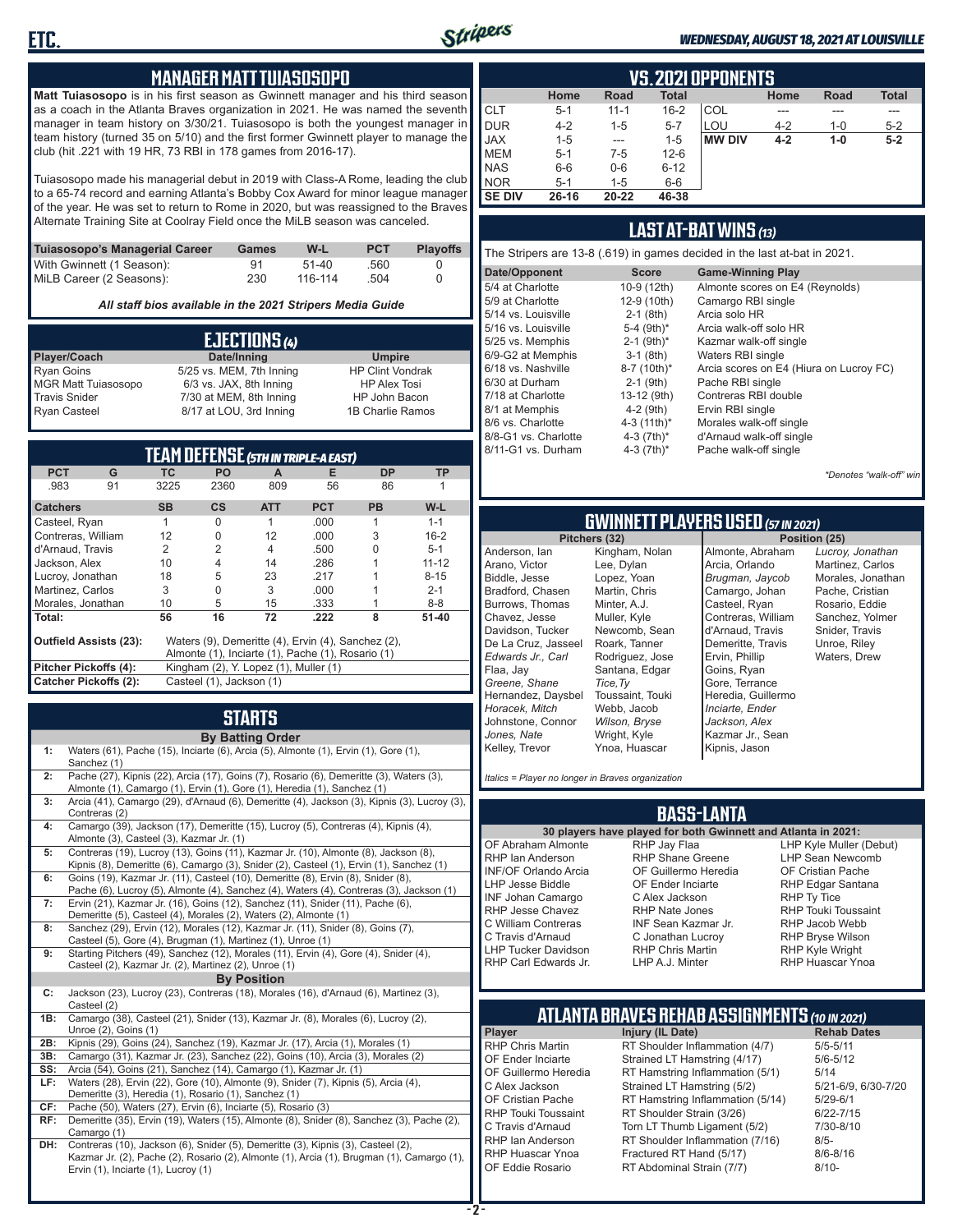## MANAGER MATT TUIASOSOPO

**Matt Tuiasosopo** is in his first season as Gwinnett manager and his third season as a coach in the Atlanta Braves organization in 2021. He was named the seventh manager in team history on 3/30/21. Tuiasosopo is both the youngest manager in team history (turned 35 on 5/10) and the first former Gwinnett player to manage the club (hit .221 with 19 HR, 73 RBI in 178 games from 2016-17).

Tuiasosopo made his managerial debut in 2019 with Class-A Rome, leading the club to a 65-74 record and earning Atlanta's Bobby Cox Award for minor league manager of the year. He was set to return to Rome in 2020, but was reassigned to the Braves Alternate Training Site at Coolray Field once the MiLB season was canceled.

| Tuiasosopo's Managerial Career | Games | W-L | PCT | Playoffs |
|---|---|---|---|---|
| With Gwinnett (1 Season): | 91 | 51-40 | .560 | 0 |
| MiLB Career (2 Seasons): | 230 | 116-114 | .504 | 0 |

*All staff bios available in the 2021 Stripers Media Guide*

## EJECTIONS (4)

| Player/Coach | Date/Inning | Umpire |
|---|---|---|
| Ryan Goins | 5/25 vs. MEM, 7th Inning | HP Clint Vondrak |
| MGR Matt Tuiasosopo | 6/3 vs. JAX, 8th Inning | HP Alex Tosi |
| Travis Snider | 7/30 at MEM, 8th Inning | HP John Bacon |
| Ryan Casteel | 8/17 at LOU, 3rd Inning | 1B Charlie Ramos |

## TEAM DEFENSE (5TH IN TRIPLE-A EAST)

| PCT | G | TC | PO | A | E | DP | TP |
|---|---|---|---|---|---|---|---|
| .983 | 91 | 3225 | 2360 | 809 | 56 | 86 | 1 |

| Catchers | SB | CS | ATT | PCT | PB | W-L |
|---|---|---|---|---|---|---|
| Casteel, Ryan | 1 | 0 | 1 | .000 | 1 | 1-1 |
| Contreras, William | 12 | 0 | 12 | .000 | 3 | 16-2 |
| d'Arnaud, Travis | 2 | 2 | 4 | .500 | 0 | 5-1 |
| Jackson, Alex | 10 | 4 | 14 | .286 | 1 | 11-12 |
| Lucroy, Jonathan | 18 | 5 | 23 | .217 | 1 | 8-15 |
| Martinez, Carlos | 3 | 0 | 3 | .000 | 1 | 2-1 |
| Morales, Jonathan | 10 | 5 | 15 | .333 | 1 | 8-8 |
| **Total:** | **56** | **16** | **72** | **.222** | **8** | **51-40** |

**Outfield Assists (23):** Waters (9), Demeritte (4), Ervin (4), Sanchez (2), Almonte (1), Inciarte (1), Pache (1), Rosario (1)

**Pitcher Pickoffs (4):** Kingham (2), Y. Lopez (1), Muller (1)

**Catcher Pickoffs (2):** Casteel (1), Jackson (1)

## STARTS

**By Batting Order**

| | |
|---|---|
| 1: | Waters (61), Pache (15), Inciarte (6), Arcia (5), Almonte (1), Ervin (1), Gore (1), Sanchez (1) |
| 2: | Pache (27), Kipnis (22), Arcia (17), Goins (7), Rosario (6), Demeritte (3), Waters (3), Almonte (1), Camargo (1), Ervin (1), Gore (1), Heredia (1), Sanchez (1) |
| 3: | Arcia (41), Camargo (29), d'Arnaud (6), Demeritte (4), Jackson (3), Kipnis (3), Lucroy (3), Contreras (2) |
| 4: | Camargo (39), Jackson (17), Demeritte (15), Lucroy (5), Contreras (4), Kipnis (4), Almonte (3), Casteel (3), Kazmar Jr. (1) |
| 5: | Contreras (19), Lucroy (13), Goins (11), Kazmar Jr. (10), Almonte (8), Jackson (8), Kipnis (8), Demeritte (6), Camargo (3), Snider (2), Casteel (1), Ervin (1), Sanchez (1) |
| 6: | Goins (19), Kazmar Jr. (11), Casteel (10), Demeritte (8), Ervin (8), Snider (8), Pache (6), Lucroy (5), Almonte (4), Sanchez (4), Waters (4), Contreras (3), Jackson (1) |
| 7: | Ervin (21), Kazmar Jr. (16), Goins (12), Sanchez (11), Snider (11), Pache (6), Demeritte (5), Casteel (4), Morales (2), Waters (2), Almonte (1) |
| 8: | Sanchez (29), Ervin (12), Morales (12), Kazmar Jr. (11), Snider (8), Goins (7), Casteel (5), Gore (4), Brugman (1), Martinez (1), Unroe (1) |
| 9: | Starting Pitchers (49), Sanchez (12), Morales (11), Ervin (4), Gore (4), Snider (4), Casteel (2), Kazmar Jr. (2), Martinez (2), Unroe (1) |

**By Position**

| | |
|---|---|
| C: | Jackson (23), Lucroy (23), Contreras (18), Morales (16), d'Arnaud (6), Martinez (3), Casteel (2) |
| 1B: | Camargo (38), Casteel (21), Snider (13), Kazmar Jr. (8), Morales (6), Lucroy (2), Unroe (2), Goins (1) |
| 2B: | Kipnis (29), Goins (24), Sanchez (19), Kazmar Jr. (17), Arcia (1), Morales (1) |
| 3B: | Camargo (31), Kazmar Jr. (23), Sanchez (22), Goins (10), Arcia (3), Morales (2) |
| SS: | Arcia (54), Goins (21), Sanchez (14), Camargo (1), Kazmar Jr. (1) |
| LF: | Waters (28), Ervin (22), Gore (10), Almonte (9), Snider (7), Kipnis (5), Arcia (4), Demeritte (3), Heredia (1), Rosario (1), Sanchez (1) |
| CF: | Pache (50), Waters (27), Ervin (6), Inciarte (5), Rosario (3) |
| RF: | Demeritte (35), Ervin (19), Waters (15), Almonte (8), Snider (8), Sanchez (3), Pache (2), Camargo (1) |
| DH: | Contreras (10), Jackson (6), Snider (5), Demeritte (3), Kipnis (3), Casteel (2), Kazmar Jr. (2), Pache (2), Rosario (2), Almonte (1), Arcia (1), Brugman (1), Camargo (1), Ervin (1), Inciarte (1), Lucroy (1) |

## VS. 2021 OPPONENTS

| | Home | Road | Total | | Home | Road | Total |
|---|---|---|---|---|---|---|---|
| CLT | 5-1 | 11-1 | 16-2 | COL | --- | --- | --- |
| DUR | 4-2 | 1-5 | 5-7 | LOU | 4-2 | 1-0 | 5-2 |
| JAX | 1-5 | --- | 1-5 | **MW DIV** | **4-2** | **1-0** | **5-2** |
| MEM | 5-1 | 7-5 | 12-6 | | | | |
| NAS | 6-6 | 0-6 | 6-12 | | | | |
| NOR | 5-1 | 1-5 | 6-6 | | | | |
| **SE DIV** | **26-16** | **20-22** | **46-38** | | | | |

## LAST AT-BAT WINS (13)

The Stripers are 13-8 (.619) in games decided in the last at-bat in 2021.

| Date/Opponent | Score | Game-Winning Play |
|---|---|---|
| 5/4 at Charlotte | 10-9 (12th) | Almonte scores on E4 (Reynolds) |
| 5/9 at Charlotte | 12-9 (10th) | Camargo RBI single |
| 5/14 vs. Louisville | 2-1 (8th) | Arcia solo HR |
| 5/16 vs. Louisville | 5-4 (9th)* | Arcia walk-off solo HR |
| 5/25 vs. Memphis | 2-1 (9th)* | Kazmar walk-off single |
| 6/9-G2 at Memphis | 3-1 (8th) | Waters RBI single |
| 6/18 vs. Nashville | 8-7 (10th)* | Arcia scores on E4 (Hiura on Lucroy FC) |
| 6/30 at Durham | 2-1 (9th) | Pache RBI single |
| 7/18 at Charlotte | 13-12 (9th) | Contreras RBI double |
| 8/1 at Memphis | 4-2 (9th) | Ervin RBI single |
| 8/6 vs. Charlotte | 4-3 (11th)* | Morales walk-off single |
| 8/8-G1 vs. Charlotte | 4-3 (7th)* | d'Arnaud walk-off single |
| 8/11-G1 vs. Durham | 4-3 (7th)* | Pache walk-off single |

*\*Denotes "walk-off" win*

## GWINNETT PLAYERS USED (57 IN 2021)

| Pitchers (32) | | Position (25) | |
|---|---|---|---|
| Anderson, Ian | Kingham, Nolan | Almonte, Abraham | *Lucroy, Jonathan* |
| Arano, Victor | Lee, Dylan | Arcia, Orlando | Martinez, Carlos |
| Biddle, Jesse | Lopez, Yoan | *Brugman, Jaycob* | Morales, Jonathan |
| Bradford, Chasen | Martin, Chris | Camargo, Johan | Pache, Cristian |
| Burrows, Thomas | Minter, A.J. | Casteel, Ryan | Rosario, Eddie |
| Chavez, Jesse | Muller, Kyle | Contreras, William | Sanchez, Yolmer |
| Davidson, Tucker | Newcomb, Sean | d'Arnaud, Travis | Snider, Travis |
| De La Cruz, Jasseel | Roark, Tanner | Demeritte, Travis | Unroe, Riley |
| *Edwards Jr., Carl* | Rodriguez, Jose | Ervin, Phillip | Waters, Drew |
| Flaa, Jay | Santana, Edgar | Goins, Ryan | |
| *Greene, Shane* | *Tice, Ty* | Gore, Terrance | |
| Hernandez, Daysbel | Toussaint, Touki | Heredia, Guillermo | |
| *Horacek, Mitch* | Webb, Jacob | *Inciarte, Ender* | |
| Johnstone, Connor | *Wilson, Bryse* | *Jackson, Alex* | |
| *Jones, Nate* | Wright, Kyle | Kazmar Jr., Sean | |
| Kelley, Trevor | Ynoa, Huascar | Kipnis, Jason | |

*Italics = Player no longer in Braves organization*

## BASS-LANTA

**30 players have played for both Gwinnett and Atlanta in 2021:**

| | | |
|---|---|---|
| OF Abraham Almonte | RHP Jay Flaa | LHP Kyle Muller (Debut) |
| RHP Ian Anderson | RHP Shane Greene | LHP Sean Newcomb |
| INF/OF Orlando Arcia | OF Guillermo Heredia | OF Cristian Pache |
| LHP Jesse Biddle | OF Ender Inciarte | RHP Edgar Santana |
| INF Johan Camargo | C Alex Jackson | RHP Ty Tice |
| RHP Jesse Chavez | RHP Nate Jones | RHP Touki Toussaint |
| C William Contreras | INF Sean Kazmar Jr. | RHP Jacob Webb |
| C Travis d'Arnaud | C Jonathan Lucroy | RHP Bryse Wilson |
| LHP Tucker Davidson | RHP Chris Martin | RHP Kyle Wright |
| RHP Carl Edwards Jr. | LHP A.J. Minter | RHP Huascar Ynoa |

## ATLANTA BRAVES REHAB ASSIGNMENTS (10 IN 2021)

| Player | Injury (IL Date) | Rehab Dates |
|---|---|---|
| RHP Chris Martin | RT Shoulder Inflammation (4/7) | 5/5-5/11 |
| OF Ender Inciarte | Strained LT Hamstring (4/17) | 5/6-5/12 |
| OF Guillermo Heredia | RT Hamstring Inflammation (5/1) | 5/14 |
| C Alex Jackson | Strained LT Hamstring (5/2) | 5/21-6/9, 6/30-7/20 |
| OF Cristian Pache | RT Hamstring Inflammation (5/14) | 5/29-6/1 |
| RHP Touki Toussaint | RT Shoulder Strain (3/26) | 6/22-7/15 |
| C Travis d'Arnaud | Torn LT Thumb Ligament (5/2) | 7/30-8/10 |
| RHP Ian Anderson | RT Shoulder Inflammation (7/16) | 8/5- |
| RHP Huascar Ynoa | Fractured RT Hand (5/17) | 8/6-8/16 |
| OF Eddie Rosario | RT Abdominal Strain (7/7) | 8/10- |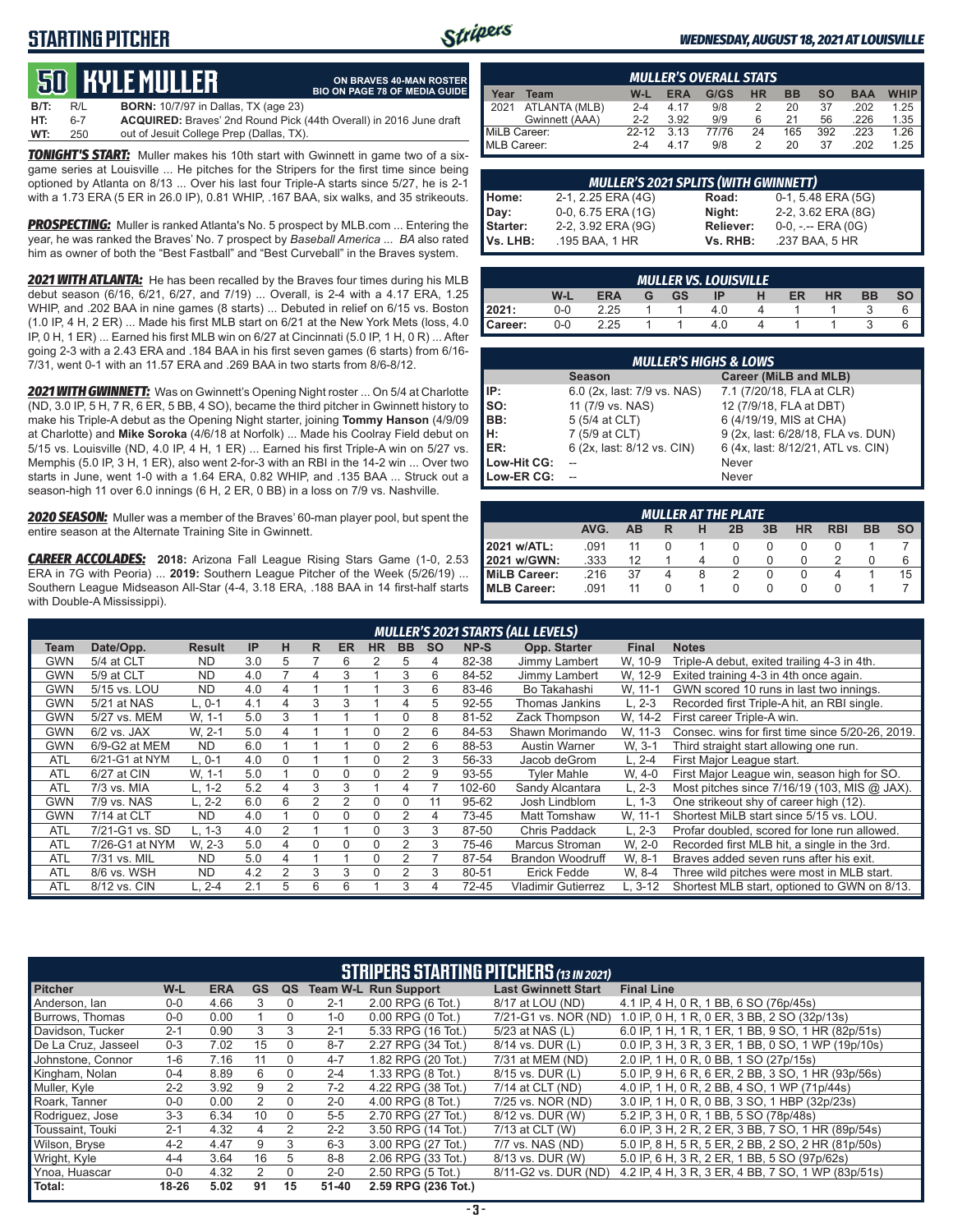# STARTING PITCHER

*WEDNESDAY, AUGUST 18, 2021 AT LOUISVILLE*

## 50 KYLE MULLER

**ON BRAVES 40-MAN ROSTER**
**BIO ON PAGE 78 OF MEDIA GUIDE**

**B/T:** R/L **BORN:** 10/7/97 in Dallas, TX (age 23)
**HT:** 6-7 **ACQUIRED:** Braves' 2nd Round Pick (44th Overall) in 2016 June draft
**WT:** 250 out of Jesuit College Prep (Dallas, TX).

***TONIGHT'S START:*** Muller makes his 10th start with Gwinnett in game two of a six-game series at Louisville ... He pitches for the Stripers for the first time since being optioned by Atlanta on 8/13 ... Over his last four Triple-A starts since 5/27, he is 2-1 with a 1.73 ERA (5 ER in 26.0 IP), 0.81 WHIP, .167 BAA, six walks, and 35 strikeouts.

***PROSPECTING:*** Muller is ranked Atlanta's No. 5 prospect by MLB.com ... Entering the year, he was ranked the Braves' No. 7 prospect by *Baseball America* ... *BA* also rated him as owner of both the "Best Fastball" and "Best Curveball" in the Braves system.

***2021 WITH ATLANTA:*** He has been recalled by the Braves four times during his MLB debut season (6/16, 6/21, 6/27, and 7/19) ... Overall, is 2-4 with a 4.17 ERA, 1.25 WHIP, and .202 BAA in nine games (8 starts) ... Debuted in relief on 6/15 vs. Boston (1.0 IP, 4 H, 2 ER) ... Made his first MLB start on 6/21 at the New York Mets (loss, 4.0 IP, 0 H, 1 ER) ... Earned his first MLB win on 6/27 at Cincinnati (5.0 IP, 1 H, 0 R) ... After going 2-3 with a 2.43 ERA and .184 BAA in his first seven games (6 starts) from 6/16-7/31, went 0-1 with an 11.57 ERA and .269 BAA in two starts from 8/6-8/12.

***2021 WITH GWINNETT:*** Was on Gwinnett's Opening Night roster ... On 5/4 at Charlotte (ND, 3.0 IP, 5 H, 7 R, 6 ER, 5 BB, 4 SO), became the third pitcher in Gwinnett history to make his Triple-A debut as the Opening Night starter, joining **Tommy Hanson** (4/9/09 at Charlotte) and **Mike Soroka** (4/6/18 at Norfolk) ... Made his Coolray Field debut on 5/15 vs. Louisville (ND, 4.0 IP, 4 H, 1 ER) ... Earned his first Triple-A win on 5/27 vs. Memphis (5.0 IP, 3 H, 1 ER), also went 2-for-3 with an RBI in the 14-2 win ... Over two starts in June, went 1-0 with a 1.64 ERA, 0.82 WHIP, and .135 BAA ... Struck out a season-high 11 over 6.0 innings (6 H, 2 ER, 0 BB) in a loss on 7/9 vs. Nashville.

***2020 SEASON:*** Muller was a member of the Braves' 60-man player pool, but spent the entire season at the Alternate Training Site in Gwinnett.

***CAREER ACCOLADES:*** **2018:** Arizona Fall League Rising Stars Game (1-0, 2.53 ERA in 7G with Peoria) ... **2019:** Southern League Pitcher of the Week (5/26/19) ... Southern League Midseason All-Star (4-4, 3.18 ERA, .188 BAA in 14 first-half starts with Double-A Mississippi).

### MULLER'S OVERALL STATS

| Year | Team | W-L | ERA | G/GS | HR | BB | SO | BAA | WHIP |
|---|---|---|---|---|---|---|---|---|---|
| 2021 | ATLANTA (MLB) | 2-4 | 4.17 | 9/8 | 2 | 20 | 37 | .202 | 1.25 |
| | Gwinnett (AAA) | 2-2 | 3.92 | 9/9 | 6 | 21 | 56 | .226 | 1.35 |
| MiLB Career: | | 22-12 | 3.13 | 77/76 | 24 | 165 | 392 | .223 | 1.26 |
| MLB Career: | | 2-4 | 4.17 | 9/8 | 2 | 20 | 37 | .202 | 1.25 |

### MULLER'S 2021 SPLITS (WITH GWINNETT)

| | | | |
|---|---|---|---|
| Home: | 2-1, 2.25 ERA (4G) | Road: | 0-1, 5.48 ERA (5G) |
| Day: | 0-0, 6.75 ERA (1G) | Night: | 2-2, 3.62 ERA (8G) |
| Starter: | 2-2, 3.92 ERA (9G) | Reliever: | 0-0, -.-- ERA (0G) |
| Vs. LHB: | .195 BAA, 1 HR | Vs. RHB: | .237 BAA, 5 HR |

### MULLER VS. LOUISVILLE

| | W-L | ERA | G | GS | IP | H | ER | HR | BB | SO |
|---|---|---|---|---|---|---|---|---|---|---|
| 2021: | 0-0 | 2.25 | 1 | 1 | 4.0 | 4 | 1 | 1 | 3 | 6 |
| Career: | 0-0 | 2.25 | 1 | 1 | 4.0 | 4 | 1 | 1 | 3 | 6 |

### MULLER'S HIGHS & LOWS

| | Season | Career (MiLB and MLB) |
|---|---|---|
| IP: | 6.0 (2x, last: 7/9 vs. NAS) | 7.1 (7/20/18, FLA at CLR) |
| SO: | 11 (7/9 vs. NAS) | 12 (7/9/18, FLA at DBT) |
| BB: | 5 (5/4 at CLT) | 6 (4/19/19, MIS at CHA) |
| H: | 7 (5/9 at CLT) | 9 (2x, last: 6/28/18, FLA vs. DUN) |
| ER: | 6 (2x, last: 8/12 vs. CIN) | 6 (4x, last: 8/12/21, ATL vs. CIN) |
| Low-Hit CG: | -- | Never |
| Low-ER CG: | -- | Never |

### MULLER AT THE PLATE

| | AVG. | AB | R | H | 2B | 3B | HR | RBI | BB | SO |
|---|---|---|---|---|---|---|---|---|---|---|
| 2021 w/ATL: | .091 | 11 | 0 | 1 | 0 | 0 | 0 | 0 | 1 | 7 |
| 2021 w/GWN: | .333 | 12 | 1 | 4 | 0 | 0 | 0 | 2 | 0 | 6 |
| MiLB Career: | .216 | 37 | 4 | 8 | 2 | 0 | 0 | 4 | 1 | 15 |
| MLB Career: | .091 | 11 | 0 | 1 | 0 | 0 | 0 | 0 | 1 | 7 |

### MULLER'S 2021 STARTS (ALL LEVELS)

| Team | Date/Opp. | Result | IP | H | R | ER | HR | BB | SO | NP-S | Opp. Starter | Final | Notes |
|---|---|---|---|---|---|---|---|---|---|---|---|---|---|
| GWN | 5/4 at CLT | ND | 3.0 | 5 | 7 | 6 | 2 | 5 | 4 | 82-38 | Jimmy Lambert | W, 10-9 | Triple-A debut, exited trailing 4-3 in 4th. |
| GWN | 5/9 at CLT | ND | 4.0 | 7 | 4 | 3 | 1 | 3 | 6 | 84-52 | Jimmy Lambert | W, 12-9 | Exited training 4-3 in 4th once again. |
| GWN | 5/15 vs. LOU | ND | 4.0 | 4 | 1 | 1 | 1 | 3 | 6 | 83-46 | Bo Takahashi | W, 11-1 | GWN scored 10 runs in last two innings. |
| GWN | 5/21 at NAS | L, 0-1 | 4.1 | 4 | 3 | 3 | 1 | 4 | 5 | 92-55 | Thomas Jankins | L, 2-3 | Recorded first Triple-A hit, an RBI single. |
| GWN | 5/27 vs. MEM | W, 1-1 | 5.0 | 3 | 1 | 1 | 1 | 0 | 8 | 81-52 | Zack Thompson | W, 14-2 | First career Triple-A win. |
| GWN | 6/2 vs. JAX | W, 2-1 | 5.0 | 4 | 1 | 1 | 0 | 2 | 6 | 84-53 | Shawn Morimando | W, 11-3 | Consec. wins for first time since 5/20-26, 2019. |
| GWN | 6/9-G2 at MEM | ND | 6.0 | 1 | 1 | 1 | 0 | 2 | 6 | 88-53 | Austin Warner | W, 3-1 | Third straight start allowing one run. |
| ATL | 6/21-G1 at NYM | L, 0-1 | 4.0 | 0 | 1 | 1 | 0 | 2 | 3 | 56-33 | Jacob deGrom | L, 2-4 | First Major League start. |
| ATL | 6/27 at CIN | W, 1-1 | 5.0 | 1 | 0 | 0 | 0 | 2 | 9 | 93-55 | Tyler Mahle | W, 4-0 | First Major League win, season high for SO. |
| ATL | 7/3 vs. MIA | L, 1-2 | 5.2 | 4 | 3 | 3 | 1 | 4 | 7 | 102-60 | Sandy Alcantara | L, 2-3 | Most pitches since 7/16/19 (103, MIS @ JAX). |
| GWN | 7/9 vs. NAS | L, 2-2 | 6.0 | 6 | 2 | 2 | 0 | 0 | 11 | 95-62 | Josh Lindblom | L, 1-3 | One strikeout shy of career high (12). |
| GWN | 7/14 at CLT | ND | 4.0 | 1 | 0 | 0 | 0 | 2 | 4 | 73-45 | Matt Tomshaw | W, 11-1 | Shortest MiLB start since 5/15 vs. LOU. |
| ATL | 7/21-G1 vs. SD | L, 1-3 | 4.0 | 2 | 1 | 1 | 0 | 3 | 3 | 87-50 | Chris Paddack | L, 2-3 | Profar doubled, scored for lone run allowed. |
| ATL | 7/26-G1 at NYM | W, 2-3 | 5.0 | 4 | 0 | 0 | 0 | 2 | 3 | 75-46 | Marcus Stroman | W, 2-0 | Recorded first MLB hit, a single in the 3rd. |
| ATL | 7/31 vs. MIL | ND | 5.0 | 4 | 1 | 1 | 0 | 2 | 7 | 87-54 | Brandon Woodruff | W, 8-1 | Braves added seven runs after his exit. |
| ATL | 8/6 vs. WSH | ND | 4.2 | 2 | 3 | 3 | 0 | 2 | 3 | 80-51 | Erick Fedde | W, 8-4 | Three wild pitches were most in MLB start. |
| ATL | 8/12 vs. CIN | L, 2-4 | 2.1 | 5 | 6 | 6 | 1 | 3 | 4 | 72-45 | Vladimir Gutierrez | L, 3-12 | Shortest MLB start, optioned to GWN on 8/13. |

### STRIPERS STARTING PITCHERS *(13 IN 2021)*

| Pitcher | W-L | ERA | GS | QS | Team W-L | Run Support | Last Gwinnett Start | Final Line |
|---|---|---|---|---|---|---|---|---|
| Anderson, Ian | 0-0 | 4.66 | 3 | 0 | 2-1 | 2.00 RPG (6 Tot.) | 8/17 at LOU (ND) | 4.1 IP, 4 H, 0 R, 1 BB, 6 SO (76p/45s) |
| Burrows, Thomas | 0-0 | 0.00 | 1 | 0 | 1-0 | 0.00 RPG (0 Tot.) | 7/21-G1 vs. NOR (ND) | 1.0 IP, 0 H, 1 R, 0 ER, 3 BB, 2 SO (32p/13s) |
| Davidson, Tucker | 2-1 | 0.90 | 3 | 3 | 2-1 | 5.33 RPG (16 Tot.) | 5/23 at NAS (L) | 6.0 IP, 1 H, 1 R, 1 ER, 1 BB, 9 SO, 1 HR (82p/51s) |
| De La Cruz, Jasseel | 0-3 | 7.02 | 15 | 0 | 8-7 | 2.27 RPG (34 Tot.) | 8/14 vs. DUR (L) | 0.0 IP, 3 H, 3 R, 3 ER, 1 BB, 0 SO, 1 WP (19p/10s) |
| Johnstone, Connor | 1-6 | 7.16 | 11 | 0 | 4-7 | 1.82 RPG (20 Tot.) | 7/31 at MEM (ND) | 2.0 IP, 1 H, 0 R, 0 BB, 1 SO (27p/15s) |
| Kingham, Nolan | 0-4 | 8.89 | 6 | 0 | 2-4 | 1.33 RPG (8 Tot.) | 8/15 vs. DUR (L) | 5.0 IP, 9 H, 6 R, 6 ER, 2 BB, 3 SO, 1 HR (93p/56s) |
| Muller, Kyle | 2-2 | 3.92 | 9 | 2 | 7-2 | 4.22 RPG (38 Tot.) | 7/14 at CLT (ND) | 4.0 IP, 1 H, 0 R, 2 BB, 4 SO, 1 WP (71p/44s) |
| Roark, Tanner | 0-0 | 0.00 | 2 | 0 | 2-0 | 4.00 RPG (8 Tot.) | 7/25 vs. NOR (ND) | 3.0 IP, 1 H, 0 R, 0 BB, 3 SO, 1 HBP (32p/23s) |
| Rodriguez, Jose | 3-3 | 6.34 | 10 | 0 | 5-5 | 2.70 RPG (27 Tot.) | 8/12 vs. DUR (W) | 5.2 IP, 3 H, 0 R, 1 BB, 5 SO (78p/48s) |
| Toussaint, Touki | 2-1 | 4.32 | 4 | 2 | 2-2 | 3.50 RPG (14 Tot.) | 7/13 at CLT (W) | 6.0 IP, 3 H, 2 R, 2 ER, 3 BB, 7 SO, 1 HR (89p/54s) |
| Wilson, Bryse | 4-2 | 4.47 | 9 | 3 | 6-3 | 3.00 RPG (27 Tot.) | 7/7 vs. NAS (ND) | 5.0 IP, 8 H, 5 R, 5 ER, 2 BB, 2 SO, 2 HR (81p/50s) |
| Wright, Kyle | 4-4 | 3.64 | 16 | 5 | 8-8 | 2.06 RPG (33 Tot.) | 8/13 vs. DUR (W) | 5.0 IP, 6 H, 3 R, 2 ER, 1 BB, 5 SO (97p/62s) |
| Ynoa, Huascar | 0-0 | 4.32 | 2 | 0 | 2-0 | 2.50 RPG (5 Tot.) | 8/11-G2 vs. DUR (ND) | 4.2 IP, 4 H, 3 R, 3 ER, 4 BB, 7 SO, 1 WP (83p/51s) |
| **Total:** | **18-26** | **5.02** | **91** | **15** | **51-40** | **2.59 RPG (236 Tot.)** | | |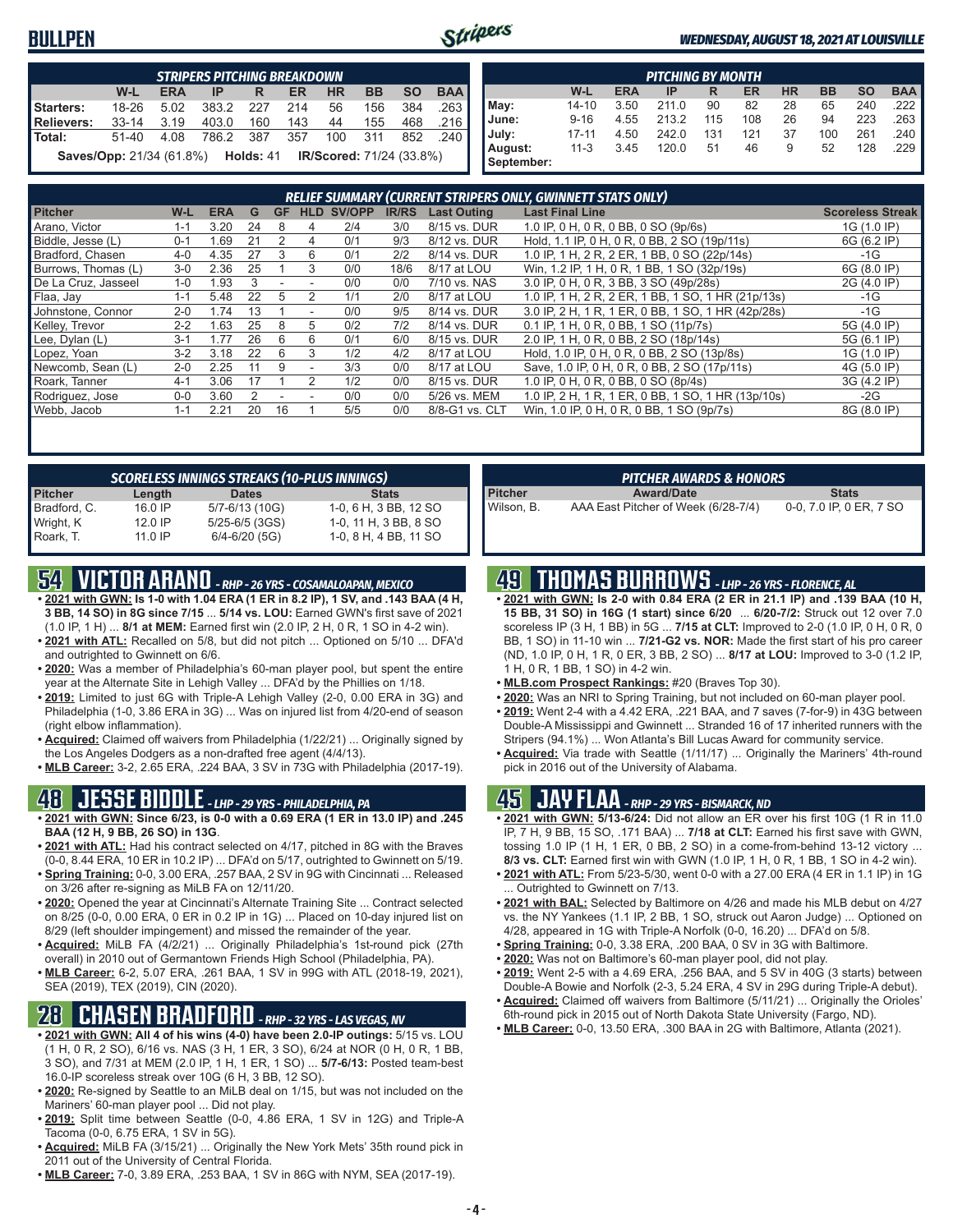# BULLPEN

*WEDNESDAY, AUGUST 18, 2021 AT LOUISVILLE*

### STRIPERS PITCHING BREAKDOWN

| | W-L | ERA | IP | R | ER | HR | BB | SO | BAA |
|---|---|---|---|---|---|---|---|---|---|
| Starters: | 18-26 | 5.02 | 383.2 | 227 | 214 | 56 | 156 | 384 | .263 |
| Relievers: | 33-14 | 3.19 | 403.0 | 160 | 143 | 44 | 155 | 468 | .216 |
| Total: | 51-40 | 4.08 | 786.2 | 387 | 357 | 100 | 311 | 852 | .240 |

**Saves/Opp:** 21/34 (61.8%) **Holds:** 41 **IR/Scored:** 71/24 (33.8%)

### PITCHING BY MONTH

| | W-L | ERA | IP | R | ER | HR | BB | SO | BAA |
|---|---|---|---|---|---|---|---|---|---|
| May: | 14-10 | 3.50 | 211.0 | 90 | 82 | 28 | 65 | 240 | .222 |
| June: | 9-16 | 4.55 | 213.2 | 115 | 108 | 26 | 94 | 223 | .263 |
| July: | 17-11 | 4.50 | 242.0 | 131 | 121 | 37 | 100 | 261 | .240 |
| August: | 11-3 | 3.45 | 120.0 | 51 | 46 | 9 | 52 | 128 | .229 |
| September: | | | | | | | | | |

### RELIEF SUMMARY (CURRENT STRIPERS ONLY, GWINNETT STATS ONLY)

| Pitcher | W-L | ERA | G | GF | HLD | SV/OPP | IR/RS | Last Outing | Last Final Line | Scoreless Streak |
|---|---|---|---|---|---|---|---|---|---|---|
| Arano, Victor | 1-1 | 3.20 | 24 | 8 | 4 | 2/4 | 3/0 | 8/15 vs. DUR | 1.0 IP, 0 H, 0 R, 0 BB, 0 SO (9p/6s) | 1G (1.0 IP) |
| Biddle, Jesse (L) | 0-1 | 1.69 | 21 | 2 | 4 | 0/1 | 9/3 | 8/12 vs. DUR | Hold, 1.1 IP, 0 H, 0 R, 0 BB, 2 SO (19p/11s) | 6G (6.2 IP) |
| Bradford, Chasen | 4-0 | 4.35 | 27 | 3 | 6 | 0/1 | 2/2 | 8/14 vs. DUR | 1.0 IP, 1 H, 2 R, 2 ER, 1 BB, 0 SO (22p/14s) | -1G |
| Burrows, Thomas (L) | 3-0 | 2.36 | 25 | 1 | 3 | 0/0 | 18/6 | 8/17 at LOU | Win, 1.2 IP, 1 H, 0 R, 1 BB, 1 SO (32p/19s) | 6G (8.0 IP) |
| De La Cruz, Jasseel | 1-0 | 1.93 | 3 | - | - | 0/0 | 0/0 | 7/10 vs. NAS | 3.0 IP, 0 H, 0 R, 3 BB, 3 SO (49p/28s) | 2G (4.0 IP) |
| Flaa, Jay | 1-1 | 5.48 | 22 | 5 | 2 | 1/1 | 2/0 | 8/17 at LOU | 1.0 IP, 1 H, 2 R, 2 ER, 1 BB, 1 SO, 1 HR (21p/13s) | -1G |
| Johnstone, Connor | 2-0 | 1.74 | 13 | 1 | - | 0/0 | 9/5 | 8/14 vs. DUR | 3.0 IP, 2 H, 1 R, 1 ER, 0 BB, 1 SO, 1 HR (42p/28s) | -1G |
| Kelley, Trevor | 2-2 | 1.63 | 25 | 8 | 5 | 0/2 | 7/2 | 8/14 vs. DUR | 0.1 IP, 1 H, 0 R, 0 BB, 1 SO (11p/7s) | 5G (4.0 IP) |
| Lee, Dylan (L) | 3-1 | 1.77 | 26 | 6 | 6 | 0/1 | 6/0 | 8/15 vs. DUR | 2.0 IP, 1 H, 0 R, 0 BB, 2 SO (18p/14s) | 5G (6.1 IP) |
| Lopez, Yoan | 3-2 | 3.18 | 22 | 6 | 3 | 1/2 | 4/2 | 8/17 at LOU | Hold, 1.0 IP, 0 H, 0 R, 0 BB, 2 SO (13p/8s) | 1G (1.0 IP) |
| Newcomb, Sean (L) | 2-0 | 2.25 | 11 | 9 | - | 3/3 | 0/0 | 8/17 at LOU | Save, 1.0 IP, 0 H, 0 R, 0 BB, 2 SO (17p/11s) | 4G (5.0 IP) |
| Roark, Tanner | 4-1 | 3.06 | 17 | 1 | 2 | 1/2 | 0/0 | 8/15 vs. DUR | 1.0 IP, 0 H, 0 R, 0 BB, 0 SO (8p/4s) | 3G (4.2 IP) |
| Rodriguez, Jose | 0-0 | 3.60 | 2 | - | - | 0/0 | 0/0 | 5/26 vs. MEM | 1.0 IP, 2 H, 1 R, 1 ER, 0 BB, 1 SO, 1 HR (13p/10s) | -2G |
| Webb, Jacob | 1-1 | 2.21 | 20 | 16 | 1 | 5/5 | 0/0 | 8/8-G1 vs. CLT | Win, 1.0 IP, 0 H, 0 R, 0 BB, 1 SO (9p/7s) | 8G (8.0 IP) |

### SCORELESS INNINGS STREAKS (10-PLUS INNINGS)

| Pitcher | Length | Dates | Stats |
|---|---|---|---|
| Bradford, C. | 16.0 IP | 5/7-6/13 (10G) | 1-0, 6 H, 3 BB, 12 SO |
| Wright, K | 12.0 IP | 5/25-6/5 (3GS) | 1-0, 11 H, 3 BB, 8 SO |
| Roark, T. | 11.0 IP | 6/4-6/20 (5G) | 1-0, 8 H, 4 BB, 11 SO |

### PITCHER AWARDS & HONORS

| Pitcher | Award/Date | Stats |
|---|---|---|
| Wilson, B. | AAA East Pitcher of Week (6/28-7/4) | 0-0, 7.0 IP, 0 ER, 7 SO |

## 54 VICTOR ARANO - *RHP - 26 YRS - COSAMALOAPAN, MEXICO*

- **2021 with GWN: Is 1-0 with 1.04 ERA (1 ER in 8.2 IP), 1 SV, and .143 BAA (4 H, 3 BB, 14 SO) in 8G since 7/15** ... **5/14 vs. LOU:** Earned GWN's first save of 2021 (1.0 IP, 1 H) ... **8/1 at MEM:** Earned first win (2.0 IP, 2 H, 0 R, 1 SO in 4-2 win).
- **2021 with ATL:** Recalled on 5/8, but did not pitch ... Optioned on 5/10 ... DFA'd and outrighted to Gwinnett on 6/6.
- **2020:** Was a member of Philadelphia's 60-man player pool, but spent the entire year at the Alternate Site in Lehigh Valley ... DFA'd by the Phillies on 1/18.
- **2019:** Limited to just 6G with Triple-A Lehigh Valley (2-0, 0.00 ERA in 3G) and Philadelphia (1-0, 3.86 ERA in 3G) ... Was on injured list from 4/20-end of season (right elbow inflammation).
- **Acquired:** Claimed off waivers from Philadelphia (1/22/21) ... Originally signed by the Los Angeles Dodgers as a non-drafted free agent (4/4/13).
- **MLB Career:** 3-2, 2.65 ERA, .224 BAA, 3 SV in 73G with Philadelphia (2017-19).

## 48 JESSE BIDDLE - *LHP - 29 YRS - PHILADELPHIA, PA*

- **2021 with GWN: Since 6/23, is 0-0 with a 0.69 ERA (1 ER in 13.0 IP) and .245 BAA (12 H, 9 BB, 26 SO) in 13G**.
- **2021 with ATL:** Had his contract selected on 4/17, pitched in 8G with the Braves (0-0, 8.44 ERA, 10 ER in 10.2 IP) ... DFA'd on 5/17, outrighted to Gwinnett on 5/19.
- **Spring Training:** 0-0, 3.00 ERA, .257 BAA, 2 SV in 9G with Cincinnati ... Released on 3/26 after re-signing as MiLB FA on 12/11/20.
- **2020:** Opened the year at Cincinnati's Alternate Training Site ... Contract selected on 8/25 (0-0, 0.00 ERA, 0 ER in 0.2 IP in 1G) ... Placed on 10-day injured list on 8/29 (left shoulder impingement) and missed the remainder of the year.
- **Acquired:** MiLB FA (4/2/21) ... Originally Philadelphia's 1st-round pick (27th overall) in 2010 out of Germantown Friends High School (Philadelphia, PA).
- **MLB Career:** 6-2, 5.07 ERA, .261 BAA, 1 SV in 99G with ATL (2018-19, 2021), SEA (2019), TEX (2019), CIN (2020).

## 28 CHASEN BRADFORD - *RHP - 32 YRS - LAS VEGAS, NV*

- **2021 with GWN: All 4 of his wins (4-0) have been 2.0-IP outings:** 5/15 vs. LOU (1 H, 0 R, 2 SO), 6/16 vs. NAS (3 H, 1 ER, 3 SO), 6/24 at NOR (0 H, 0 R, 1 BB, 3 SO), and 7/31 at MEM (2.0 IP, 1 H, 1 ER, 1 SO) ... **5/7-6/13:** Posted team-best 16.0-IP scoreless streak over 10G (6 H, 3 BB, 12 SO).
- **2020:** Re-signed by Seattle to an MiLB deal on 1/15, but was not included on the Mariners' 60-man player pool ... Did not play.
- **2019:** Split time between Seattle (0-0, 4.86 ERA, 1 SV in 12G) and Triple-A Tacoma (0-0, 6.75 ERA, 1 SV in 5G).
- **Acquired:** MiLB FA (3/15/21) ... Originally the New York Mets' 35th round pick in 2011 out of the University of Central Florida.
- **MLB Career:** 7-0, 3.89 ERA, .253 BAA, 1 SV in 86G with NYM, SEA (2017-19).

## 49 THOMAS BURROWS - *LHP - 26 YRS - FLORENCE, AL*

- **2021 with GWN: Is 2-0 with 0.84 ERA (2 ER in 21.1 IP) and .139 BAA (10 H, 15 BB, 31 SO) in 16G (1 start) since 6/20** ... **6/20-7/2:** Struck out 12 over 7.0 scoreless IP (3 H, 1 BB) in 5G ... **7/15 at CLT:** Improved to 2-0 (1.0 IP, 0 H, 0 R, 0 BB, 1 SO) in 11-10 win ... **7/21-G2 vs. NOR:** Made the first start of his pro career (ND, 1.0 IP, 0 H, 1 R, 0 ER, 3 BB, 2 SO) ... **8/17 at LOU:** Improved to 3-0 (1.2 IP, 1 H, 0 R, 1 BB, 1 SO) in 4-2 win.
- **MLB.com Prospect Rankings:** #20 (Braves Top 30).
- **2020:** Was an NRI to Spring Training, but not included on 60-man player pool.
- **2019:** Went 2-4 with a 4.42 ERA, .221 BAA, and 7 saves (7-for-9) in 43G between Double-A Mississippi and Gwinnett ... Stranded 16 of 17 inherited runners with the Stripers (94.1%) ... Won Atlanta's Bill Lucas Award for community service.
- **Acquired:** Via trade with Seattle (1/11/17) ... Originally the Mariners' 4th-round pick in 2016 out of the University of Alabama.

## 45 JAY FLAA - *RHP - 29 YRS - BISMARCK, ND*

- **2021 with GWN:** 5/13-6/24: Did not allow an ER over his first 10G (1 R in 11.0 IP, 7 H, 9 BB, 15 SO, .171 BAA) ... **7/18 at CLT:** Earned his first save with GWN, tossing 1.0 IP (1 H, 1 ER, 0 BB, 2 SO) in a come-from-behind 13-12 victory ... **8/3 vs. CLT:** Earned first win with GWN (1.0 IP, 1 H, 0 R, 1 BB, 1 SO in 4-2 win).
- **2021 with ATL:** From 5/23-5/30, went 0-0 with a 27.00 ERA (4 ER in 1.1 IP) in 1G ... Outrighted to Gwinnett on 7/13.
- **2021 with BAL:** Selected by Baltimore on 4/26 and made his MLB debut on 4/27 vs. the NY Yankees (1.1 IP, 2 BB, 1 SO, struck out Aaron Judge) ... Optioned on 4/28, appeared in 1G with Triple-A Norfolk (0-0, 16.20) ... DFA'd on 5/8.
- **Spring Training:** 0-0, 3.38 ERA, .200 BAA, 0 SV in 3G with Baltimore.
- **2020:** Was not on Baltimore's 60-man player pool, did not play.
- **2019:** Went 2-5 with a 4.69 ERA, .256 BAA, and 5 SV in 40G (3 starts) between Double-A Bowie and Norfolk (2-3, 5.24 ERA, 4 SV in 29G during Triple-A debut).
- **Acquired:** Claimed off waivers from Baltimore (5/11/21) ... Originally the Orioles' 6th-round pick in 2015 out of North Dakota State University (Fargo, ND).
- **MLB Career:** 0-0, 13.50 ERA, .300 BAA in 2G with Baltimore, Atlanta (2021).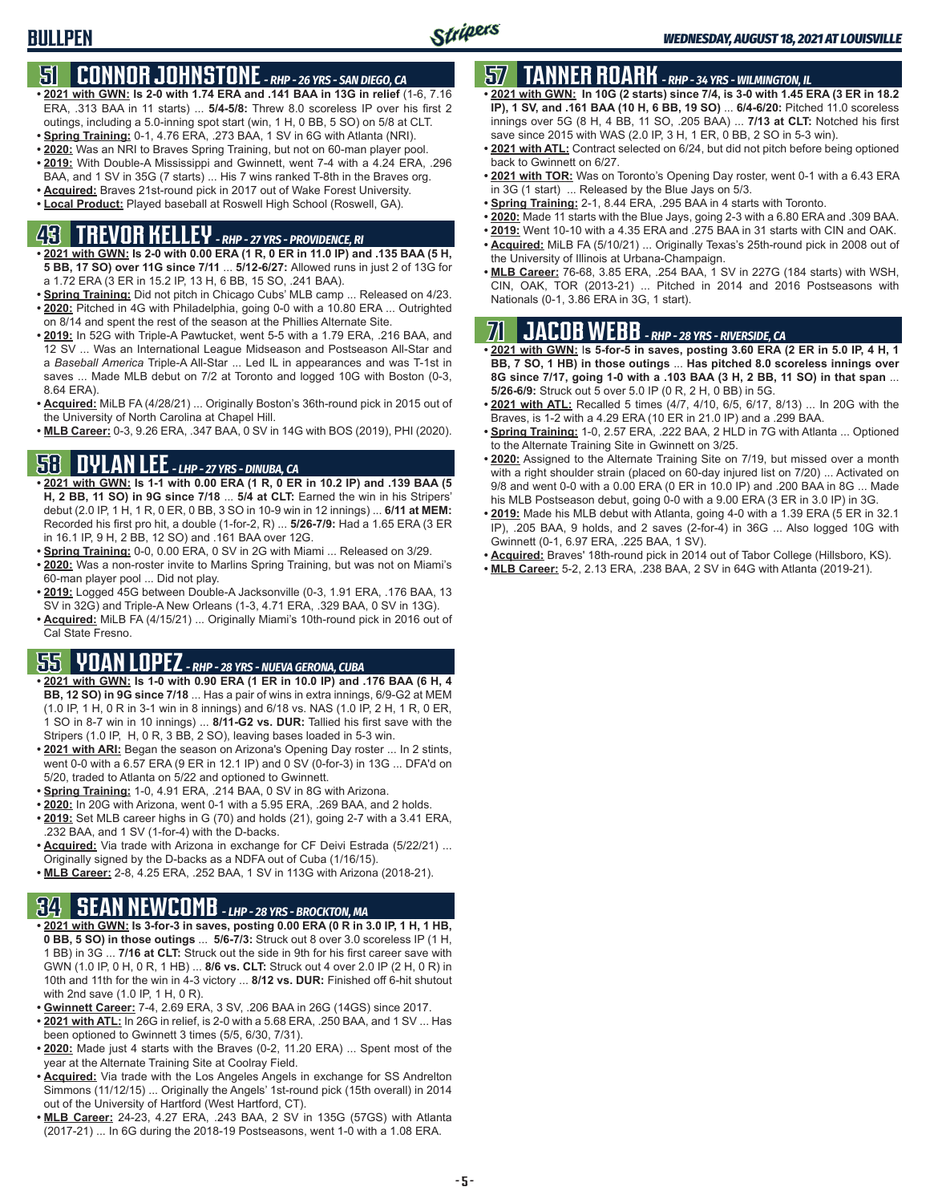# BULLPEN

*WEDNESDAY, AUGUST 18, 2021 AT LOUISVILLE*

## 51 CONNOR JOHNSTONE - *RHP - 26 YRS - SAN DIEGO, CA*

- **2021 with GWN: Is 2-0 with 1.74 ERA and .141 BAA in 13G in relief** (1-6, 7.16 ERA, .313 BAA in 11 starts) ... **5/4-5/8:** Threw 8.0 scoreless IP over his first 2 outings, including a 5.0-inning spot start (win, 1 H, 0 BB, 5 SO) on 5/8 at CLT.
- **Spring Training:** 0-1, 4.76 ERA, .273 BAA, 1 SV in 6G with Atlanta (NRI).
- **2020:** Was an NRI to Braves Spring Training, but not on 60-man player pool.
- **2019:** With Double-A Mississippi and Gwinnett, went 7-4 with a 4.24 ERA, .296 BAA, and 1 SV in 35G (7 starts) ... His 7 wins ranked T-8th in the Braves org.
- **Acquired:** Braves 21st-round pick in 2017 out of Wake Forest University.
- **Local Product:** Played baseball at Roswell High School (Roswell, GA).

## 43 TREVOR KELLEY - *RHP - 27 YRS - PROVIDENCE, RI*

- **2021 with GWN: Is 2-0 with 0.00 ERA (1 R, 0 ER in 11.0 IP) and .135 BAA (5 H, 5 BB, 17 SO) over 11G since 7/11** ... **5/12-6/27:** Allowed runs in just 2 of 13G for a 1.72 ERA (3 ER in 15.2 IP, 13 H, 6 BB, 15 SO, .241 BAA).
- **Spring Training:** Did not pitch in Chicago Cubs' MLB camp ... Released on 4/23.
- **2020:** Pitched in 4G with Philadelphia, going 0-0 with a 10.80 ERA ... Outrighted on 8/14 and spent the rest of the season at the Phillies Alternate Site.
- **2019:** In 52G with Triple-A Pawtucket, went 5-5 with a 1.79 ERA, .216 BAA, and 12 SV ... Was an International League Midseason and Postseason All-Star and a *Baseball America* Triple-A All-Star ... Led IL in appearances and was T-1st in saves ... Made MLB debut on 7/2 at Toronto and logged 10G with Boston (0-3, 8.64 ERA).
- **Acquired:** MiLB FA (4/28/21) ... Originally Boston's 36th-round pick in 2015 out of the University of North Carolina at Chapel Hill.
- **MLB Career:** 0-3, 9.26 ERA, .347 BAA, 0 SV in 14G with BOS (2019), PHI (2020).

## 58 DYLAN LEE - *LHP - 27 YRS - DINUBA, CA*

- **2021 with GWN: Is 1-1 with 0.00 ERA (1 R, 0 ER in 10.2 IP) and .139 BAA (5 H, 2 BB, 11 SO) in 9G since 7/18** ... **5/4 at CLT:** Earned the win in his Stripers' debut (2.0 IP, 1 H, 1 R, 0 ER, 0 BB, 3 SO in 10-9 win in 12 innings) ... **6/11 at MEM:** Recorded his first pro hit, a double (1-for-2, R) ... **5/26-7/9:** Had a 1.65 ERA (3 ER in 16.1 IP, 9 H, 2 BB, 12 SO) and .161 BAA over 12G.
- **Spring Training:** 0-0, 0.00 ERA, 0 SV in 2G with Miami ... Released on 3/29.
- **2020:** Was a non-roster invite to Marlins Spring Training, but was not on Miami's 60-man player pool ... Did not play.
- **2019:** Logged 45G between Double-A Jacksonville (0-3, 1.91 ERA, .176 BAA, 13 SV in 32G) and Triple-A New Orleans (1-3, 4.71 ERA, .329 BAA, 0 SV in 13G).
- **Acquired:** MiLB FA (4/15/21) ... Originally Miami's 10th-round pick in 2016 out of Cal State Fresno.

## 55 YOAN LOPEZ - *RHP - 28 YRS - NUEVA GERONA, CUBA*

- **2021 with GWN: Is 1-0 with 0.90 ERA (1 ER in 10.0 IP) and .176 BAA (6 H, 4 BB, 12 SO) in 9G since 7/18** ... Has a pair of wins in extra innings, 6/9-G2 at MEM (1.0 IP, 1 H, 0 R in 3-1 win in 8 innings) and 6/18 vs. NAS (1.0 IP, 2 H, 1 R, 0 ER, 1 SO in 8-7 win in 10 innings) ... **8/11-G2 vs. DUR:** Tallied his first save with the Stripers (1.0 IP, H, 0 R, 3 BB, 2 SO), leaving bases loaded in 5-3 win.
- **2021 with ARI:** Began the season on Arizona's Opening Day roster ... In 2 stints, went 0-0 with a 6.57 ERA (9 ER in 12.1 IP) and 0 SV (0-for-3) in 13G ... DFA'd on 5/20, traded to Atlanta on 5/22 and optioned to Gwinnett.
- **Spring Training:** 1-0, 4.91 ERA, .214 BAA, 0 SV in 8G with Arizona.
- **2020:** In 20G with Arizona, went 0-1 with a 5.95 ERA, .269 BAA, and 2 holds.
- **2019:** Set MLB career highs in G (70) and holds (21), going 2-7 with a 3.41 ERA, .232 BAA, and 1 SV (1-for-4) with the D-backs.
- **Acquired:** Via trade with Arizona in exchange for CF Deivi Estrada (5/22/21) ... Originally signed by the D-backs as a NDFA out of Cuba (1/16/15).
- **MLB Career:** 2-8, 4.25 ERA, .252 BAA, 1 SV in 113G with Arizona (2018-21).

## 34 SEAN NEWCOMB - *LHP - 28 YRS - BROCKTON, MA*

- **2021 with GWN: Is 3-for-3 in saves, posting 0.00 ERA (0 R in 3.0 IP, 1 H, 1 HB, 0 BB, 5 SO) in those outings** ... **5/6-7/3:** Struck out 8 over 3.0 scoreless IP (1 H, 1 BB) in 3G ... **7/16 at CLT:** Struck out the side in 9th for his first career save with GWN (1.0 IP, 0 H, 0 R, 1 HB) ... **8/6 vs. CLT:** Struck out 4 over 2.0 IP (2 H, 0 R) in 10th and 11th for the win in 4-3 victory ... **8/12 vs. DUR:** Finished off 6-hit shutout with 2nd save (1.0 IP, 1 H, 0 R).
- **Gwinnett Career:** 7-4, 2.69 ERA, 3 SV, .206 BAA in 26G (14GS) since 2017.
- **2021 with ATL:** In 26G in relief, is 2-0 with a 5.68 ERA, .250 BAA, and 1 SV ... Has been optioned to Gwinnett 3 times (5/5, 6/30, 7/31).
- **2020:** Made just 4 starts with the Braves (0-2, 11.20 ERA) ... Spent most of the year at the Alternate Training Site at Coolray Field.
- **Acquired:** Via trade with the Los Angeles Angels in exchange for SS Andrelton Simmons (11/12/15) ... Originally the Angels' 1st-round pick (15th overall) in 2014 out of the University of Hartford (West Hartford, CT).
- **MLB Career:** 24-23, 4.27 ERA, .243 BAA, 2 SV in 135G (57GS) with Atlanta (2017-21) ... In 6G during the 2018-19 Postseasons, went 1-0 with a 1.08 ERA.

## 57 TANNER ROARK - *RHP - 34 YRS - WILMINGTON, IL*

- **2021 with GWN: In 10G (2 starts) since 7/4, is 3-0 with 1.45 ERA (3 ER in 18.2 IP), 1 SV, and .161 BAA (10 H, 6 BB, 19 SO)** ... **6/4-6/20:** Pitched 11.0 scoreless innings over 5G (8 H, 4 BB, 11 SO, .205 BAA) ... **7/13 at CLT:** Notched his first save since 2015 with WAS (2.0 IP, 3 H, 1 ER, 0 BB, 2 SO in 5-3 win).
- **2021 with ATL:** Contract selected on 6/24, but did not pitch before being optioned back to Gwinnett on 6/27.
- **2021 with TOR:** Was on Toronto's Opening Day roster, went 0-1 with a 6.43 ERA in 3G (1 start) ... Released by the Blue Jays on 5/3.
- **Spring Training:** 2-1, 8.44 ERA, .295 BAA in 4 starts with Toronto.
- **2020:** Made 11 starts with the Blue Jays, going 2-3 with a 6.80 ERA and .309 BAA.
- **2019:** Went 10-10 with a 4.35 ERA and .275 BAA in 31 starts with CIN and OAK.
- **Acquired:** MiLB FA (5/10/21) ... Originally Texas's 25th-round pick in 2008 out of the University of Illinois at Urbana-Champaign.
- **MLB Career:** 76-68, 3.85 ERA, .254 BAA, 1 SV in 227G (184 starts) with WSH, CIN, OAK, TOR (2013-21) ... Pitched in 2014 and 2016 Postseasons with Nationals (0-1, 3.86 ERA in 3G, 1 start).

## 71 JACOB WEBB - *RHP - 28 YRS - RIVERSIDE, CA*

- **2021 with GWN:** Is **5-for-5 in saves, posting 3.60 ERA (2 ER in 5.0 IP, 4 H, 1 BB, 7 SO, 1 HB) in those outings** ... **Has pitched 8.0 scoreless innings over 8G since 7/17, going 1-0 with a .103 BAA (3 H, 2 BB, 11 SO) in that span** ... **5/26-6/9:** Struck out 5 over 5.0 IP (0 R, 2 H, 0 BB) in 5G.
- **2021 with ATL:** Recalled 5 times (4/7, 4/10, 6/5, 6/17, 8/13) ... In 20G with the Braves, is 1-2 with a 4.29 ERA (10 ER in 21.0 IP) and a .299 BAA.
- **Spring Training:** 1-0, 2.57 ERA, .222 BAA, 2 HLD in 7G with Atlanta ... Optioned to the Alternate Training Site in Gwinnett on 3/25.
- **2020:** Assigned to the Alternate Training Site on 7/19, but missed over a month with a right shoulder strain (placed on 60-day injured list on 7/20) ... Activated on 9/8 and went 0-0 with a 0.00 ERA (0 ER in 10.0 IP) and .200 BAA in 8G ... Made his MLB Postseason debut, going 0-0 with a 9.00 ERA (3 ER in 3.0 IP) in 3G.
- **2019:** Made his MLB debut with Atlanta, going 4-0 with a 1.39 ERA (5 ER in 32.1 IP), .205 BAA, 9 holds, and 2 saves (2-for-4) in 36G ... Also logged 10G with Gwinnett (0-1, 6.97 ERA, .225 BAA, 1 SV).
- **Acquired:** Braves' 18th-round pick in 2014 out of Tabor College (Hillsboro, KS).
- **MLB Career:** 5-2, 2.13 ERA, .238 BAA, 2 SV in 64G with Atlanta (2019-21).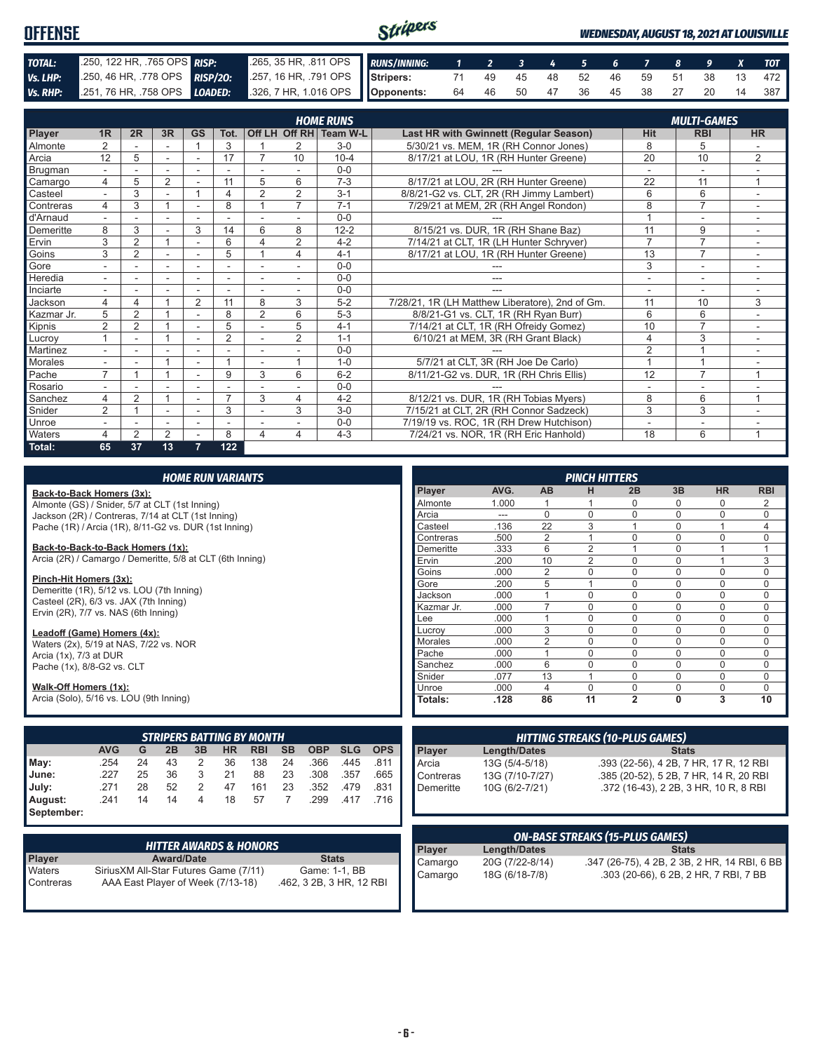# OFFENSE

*WEDNESDAY, AUGUST 18, 2021 AT LOUISVILLE*

| | | | |
|---|---|---|---|
| **TOTAL:** | .250, 122 HR, .765 OPS | **RISP:** | .265, 35 HR, .811 OPS |
| **Vs. LHP:** | .250, 46 HR, .778 OPS | **RISP/2O:** | .257, 16 HR, .791 OPS |
| **Vs. RHP:** | .251, 76 HR, .758 OPS | **LOADED:** | .326, 7 HR, 1.016 OPS |

| RUNS/INNING: | 1 | 2 | 3 | 4 | 5 | 6 | 7 | 8 | 9 | X | TOT |
|---|---|---|---|---|---|---|---|---|---|---|---|
| Stripers: | 71 | 49 | 45 | 48 | 52 | 46 | 59 | 51 | 38 | 13 | 472 |
| Opponents: | 64 | 46 | 50 | 47 | 36 | 45 | 38 | 27 | 20 | 14 | 387 |

| | HOME RUNS | | | | | | | | | MULTI-GAMES | | |
|---|---|---|---|---|---|---|---|---|---|---|---|---|
| Player | 1R | 2R | 3R | GS | Tot. | Off LH | Off RH | Team W-L | Last HR with Gwinnett (Regular Season) | Hit | RBI | HR |
| Almonte | 2 | - | - | 1 | 3 | 1 | 2 | 3-0 | 5/30/21 vs. MEM, 1R (RH Connor Jones) | 8 | 5 | - |
| Arcia | 12 | 5 | - | - | 17 | 7 | 10 | 10-4 | 8/17/21 at LOU, 1R (RH Hunter Greene) | 20 | 10 | 2 |
| Brugman | - | - | - | - | - | - | - | 0-0 | --- | - | - | - |
| Camargo | 4 | 5 | 2 | - | 11 | 5 | 6 | 7-3 | 8/17/21 at LOU, 2R (RH Hunter Greene) | 22 | 11 | 1 |
| Casteel | - | 3 | - | 1 | 4 | 2 | 2 | 3-1 | 8/8/21-G2 vs. CLT, 2R (RH Jimmy Lambert) | 6 | 6 | - |
| Contreras | 4 | 3 | 1 | - | 8 | 1 | 7 | 7-1 | 7/29/21 at MEM, 2R (RH Angel Rondon) | 8 | 7 | - |
| d'Arnaud | - | - | - | - | - | - | - | 0-0 | --- | 1 | - | - |
| Demeritte | 8 | 3 | - | 3 | 14 | 6 | 8 | 12-2 | 8/15/21 vs. DUR, 1R (RH Shane Baz) | 11 | 9 | - |
| Ervin | 3 | 2 | 1 | - | 6 | 4 | 2 | 4-2 | 7/14/21 at CLT, 1R (LH Hunter Schryver) | 7 | 7 | - |
| Goins | 3 | 2 | - | - | 5 | 1 | 4 | 4-1 | 8/17/21 at LOU, 1R (RH Hunter Greene) | 13 | 7 | - |
| Gore | - | - | - | - | - | - | - | 0-0 | --- | 3 | - | - |
| Heredia | - | - | - | - | - | - | - | 0-0 | --- | - | - | - |
| Inciarte | - | - | - | - | - | - | - | 0-0 | --- | - | - | - |
| Jackson | 4 | 4 | 1 | 2 | 11 | 8 | 3 | 5-2 | 7/28/21, 1R (LH Matthew Liberatore), 2nd of Gm. | 11 | 10 | 3 |
| Kazmar Jr. | 5 | 2 | 1 | - | 8 | 2 | 6 | 5-3 | 8/8/21-G1 vs. CLT, 1R (RH Ryan Burr) | 6 | 6 | - |
| Kipnis | 2 | 2 | 1 | - | 5 | - | 5 | 4-1 | 7/14/21 at CLT, 1R (RH Ofreidy Gomez) | 10 | 7 | - |
| Lucroy | 1 | - | 1 | - | 2 | - | 2 | 1-1 | 6/10/21 at MEM, 3R (RH Grant Black) | 4 | 3 | - |
| Martinez | - | - | - | - | - | - | - | 0-0 | --- | 2 | 1 | - |
| Morales | - | - | 1 | - | 1 | - | 1 | 1-0 | 5/7/21 at CLT, 3R (RH Joe De Carlo) | 1 | 1 | - |
| Pache | 7 | 1 | 1 | - | 9 | 3 | 6 | 6-2 | 8/11/21-G2 vs. DUR, 1R (RH Chris Ellis) | 12 | 7 | 1 |
| Rosario | - | - | - | - | - | - | - | 0-0 | --- | - | - | - |
| Sanchez | 4 | 2 | 1 | - | 7 | 3 | 4 | 4-2 | 8/12/21 vs. DUR, 1R (RH Tobias Myers) | 8 | 6 | 1 |
| Snider | 2 | 1 | - | - | 3 | - | 3 | 3-0 | 7/15/21 at CLT, 2R (RH Connor Sadzeck) | 3 | 3 | - |
| Unroe | - | - | - | - | - | - | - | 0-0 | 7/19/19 vs. ROC, 1R (RH Drew Hutchison) | - | - | - |
| Waters | 4 | 2 | 2 | - | 8 | 4 | 4 | 4-3 | 7/24/21 vs. NOR, 1R (RH Eric Hanhold) | 18 | 6 | 1 |
| **Total:** | **65** | **37** | **13** | **7** | **122** | | | | | | | |

## HOME RUN VARIANTS

**Back-to-Back Homers (3x):**
Almonte (GS) / Snider, 5/7 at CLT (1st Inning)
Jackson (2R) / Contreras, 7/14 at CLT (1st Inning)
Pache (1R) / Arcia (1R), 8/11-G2 vs. DUR (1st Inning)

**Back-to-Back-to-Back Homers (1x):**
Arcia (2R) / Camargo / Demeritte, 5/8 at CLT (6th Inning)

**Pinch-Hit Homers (3x):**
Demeritte (1R), 5/12 vs. LOU (7th Inning)
Casteel (2R), 6/3 vs. JAX (7th Inning)
Ervin (2R), 7/7 vs. NAS (6th Inning)

**Leadoff (Game) Homers (4x):**
Waters (2x), 5/19 at NAS, 7/22 vs. NOR
Arcia (1x), 7/3 at DUR
Pache (1x), 8/8-G2 vs. CLT

**Walk-Off Homers (1x):**
Arcia (Solo), 5/16 vs. LOU (9th Inning)

## PINCH HITTERS

| Player | AVG. | AB | H | 2B | 3B | HR | RBI |
|---|---|---|---|---|---|---|---|
| Almonte | 1.000 | 1 | 1 | 0 | 0 | 0 | 2 |
| Arcia | --- | 0 | 0 | 0 | 0 | 0 | 0 |
| Casteel | .136 | 22 | 3 | 1 | 0 | 1 | 4 |
| Contreras | .500 | 2 | 1 | 0 | 0 | 0 | 0 |
| Demeritte | .333 | 6 | 2 | 1 | 0 | 1 | 1 |
| Ervin | .200 | 10 | 2 | 0 | 0 | 1 | 3 |
| Goins | .000 | 2 | 0 | 0 | 0 | 0 | 0 |
| Gore | .200 | 5 | 1 | 0 | 0 | 0 | 0 |
| Jackson | .000 | 1 | 0 | 0 | 0 | 0 | 0 |
| Kazmar Jr. | .000 | 7 | 0 | 0 | 0 | 0 | 0 |
| Lee | .000 | 1 | 0 | 0 | 0 | 0 | 0 |
| Lucroy | .000 | 3 | 0 | 0 | 0 | 0 | 0 |
| Morales | .000 | 2 | 0 | 0 | 0 | 0 | 0 |
| Pache | .000 | 1 | 0 | 0 | 0 | 0 | 0 |
| Sanchez | .000 | 6 | 0 | 0 | 0 | 0 | 0 |
| Snider | .077 | 13 | 1 | 0 | 0 | 0 | 0 |
| Unroe | .000 | 4 | 0 | 0 | 0 | 0 | 0 |
| **Totals:** | **.128** | **86** | **11** | **2** | **0** | **3** | **10** |

## STRIPERS BATTING BY MONTH

| | AVG | G | 2B | 3B | HR | RBI | SB | OBP | SLG | OPS |
|---|---|---|---|---|---|---|---|---|---|---|
| May: | .254 | 24 | 43 | 2 | 36 | 138 | 24 | .366 | .445 | .811 |
| June: | .227 | 25 | 36 | 3 | 21 | 88 | 23 | .308 | .357 | .665 |
| July: | .271 | 28 | 52 | 2 | 47 | 161 | 23 | .352 | .479 | .831 |
| August: | .241 | 14 | 14 | 4 | 18 | 57 | 7 | .299 | .417 | .716 |
| September: | | | | | | | | | | |

## HITTING STREAKS (10-PLUS GAMES)

| Player | Length/Dates | Stats |
|---|---|---|
| Arcia | 13G (5/4-5/18) | .393 (22-56), 4 2B, 7 HR, 17 R, 12 RBI |
| Contreras | 13G (7/10-7/27) | .385 (20-52), 5 2B, 7 HR, 14 R, 20 RBI |
| Demeritte | 10G (6/2-7/21) | .372 (16-43), 2 2B, 3 HR, 10 R, 8 RBI |

## HITTER AWARDS & HONORS

| Player | Award/Date | Stats |
|---|---|---|
| Waters | SiriusXM All-Star Futures Game (7/11) | Game: 1-1, BB |
| Contreras | AAA East Player of Week (7/13-18) | .462, 3 2B, 3 HR, 12 RBI |

## ON-BASE STREAKS (15-PLUS GAMES)

| Player | Length/Dates | Stats |
|---|---|---|
| Camargo | 20G (7/22-8/14) | .347 (26-75), 4 2B, 2 3B, 2 HR, 14 RBI, 6 BB |
| Camargo | 18G (6/18-7/8) | .303 (20-66), 6 2B, 2 HR, 7 RBI, 7 BB |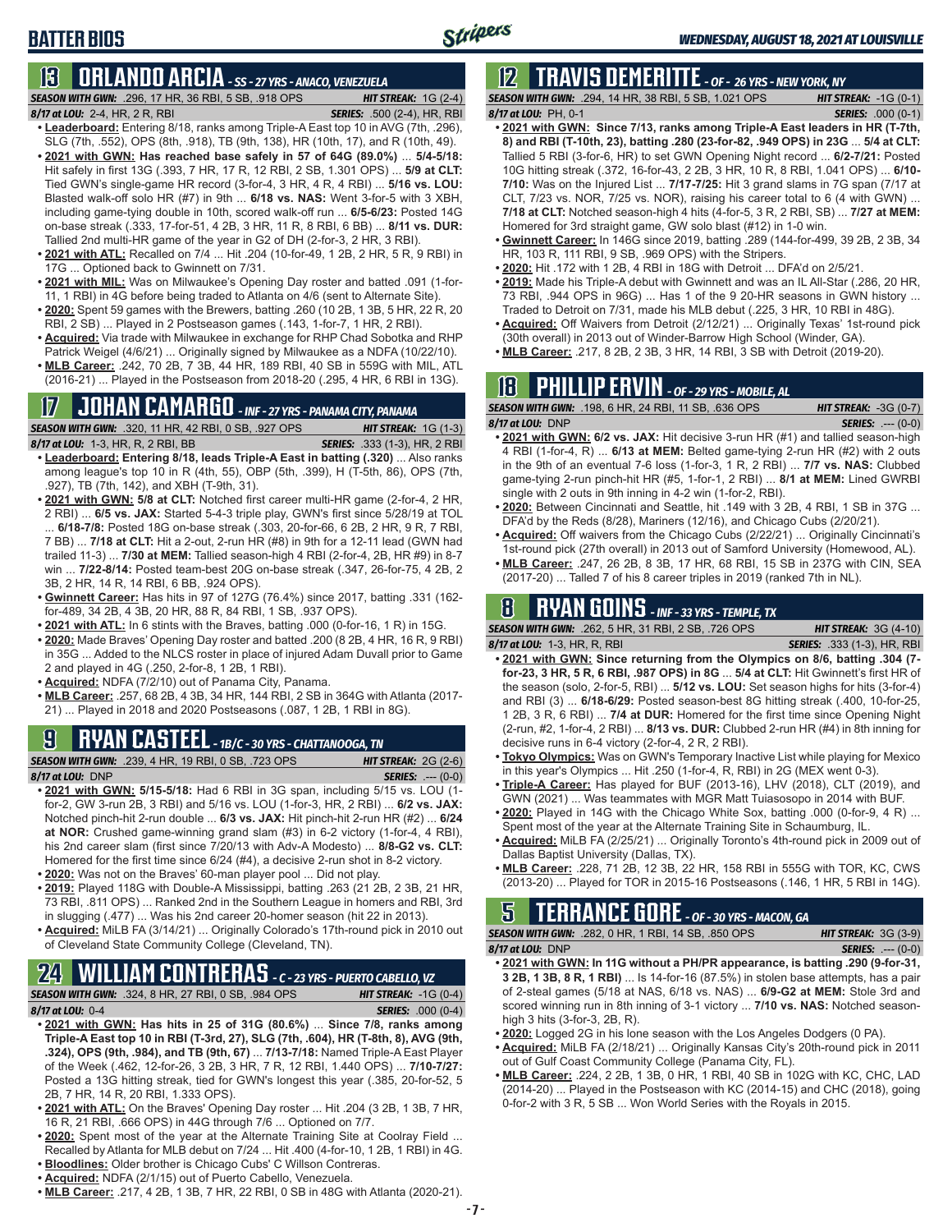# BATTER BIOS

*WEDNESDAY, AUGUST 18, 2021 AT LOUISVILLE*

## 13 ORLANDO ARCIA - SS - 27 YRS - ANACO, VENEZUELA

**SEASON WITH GWN:** .296, 17 HR, 36 RBI, 5 SB, .918 OPS | **HIT STREAK:** 1G (2-4)
**8/17 at LOU:** 2-4, HR, 2 R, RBI | **SERIES:** .500 (2-4), HR, RBI

- **Leaderboard:** Entering 8/18, ranks among Triple-A East top 10 in AVG (7th, .296), SLG (7th, .552), OPS (8th, .918), TB (9th, 138), HR (10th, 17), and R (10th, 49).
- **2021 with GWN: Has reached base safely in 57 of 64G (89.0%)** ... **5/4-5/18:** Hit safely in first 13G (.393, 7 HR, 17 R, 12 RBI, 2 SB, 1.301 OPS) ... **5/9 at CLT:** Tied GWN's single-game HR record (3-for-4, 3 HR, 4 R, 4 RBI) ... **5/16 vs. LOU:** Blasted walk-off solo HR (#7) in 9th ... **6/18 vs. NAS:** Went 3-for-5 with 3 XBH, including game-tying double in 10th, scored walk-off run ... **6/5-6/23:** Posted 14G on-base streak (.333, 17-for-51, 4 2B, 3 HR, 11 R, 8 RBI, 6 BB) ... **8/11 vs. DUR:** Tallied 2nd multi-HR game of the year in G2 of DH (2-for-3, 2 HR, 3 RBI).
- **2021 with ATL:** Recalled on 7/4 ... Hit .204 (10-for-49, 1 2B, 2 HR, 5 R, 9 RBI) in 17G ... Optioned back to Gwinnett on 7/31.
- **2021 with MIL:** Was on Milwaukee's Opening Day roster and batted .091 (1-for-11, 1 RBI) in 4G before being traded to Atlanta on 4/6 (sent to Alternate Site).
- **2020:** Spent 59 games with the Brewers, batting .260 (10 2B, 1 3B, 5 HR, 22 R, 20 RBI, 2 SB) ... Played in 2 Postseason games (.143, 1-for-7, 1 HR, 2 RBI).
- **Acquired:** Via trade with Milwaukee in exchange for RHP Chad Sobotka and RHP Patrick Weigel (4/6/21) ... Originally signed by Milwaukee as a NDFA (10/22/10).
- **MLB Career:** .242, 70 2B, 7 3B, 44 HR, 189 RBI, 40 SB in 559G with MIL, ATL (2016-21) ... Played in the Postseason from 2018-20 (.295, 4 HR, 6 RBI in 13G).

## 17 JOHAN CAMARGO - INF - 27 YRS - PANAMA CITY, PANAMA

**SEASON WITH GWN:** .320, 11 HR, 42 RBI, 0 SB, .927 OPS | **HIT STREAK:** 1G (1-3)
**8/17 at LOU:** 1-3, HR, R, 2 RBI, BB | **SERIES:** .333 (1-3), HR, 2 RBI

- **Leaderboard: Entering 8/18, leads Triple-A East in batting (.320)** ... Also ranks among league's top 10 in R (4th, 55), OBP (5th, .399), H (T-5th, 86), OPS (7th, .927), TB (7th, 142), and XBH (T-9th, 31).
- **2021 with GWN: 5/8 at CLT:** Notched first career multi-HR game (2-for-4, 2 HR, 2 RBI) ... **6/5 vs. JAX:** Started 5-4-3 triple play, GWN's first since 5/28/19 at TOL ... **6/18-7/8:** Posted 18G on-base streak (.303, 20-for-66, 6 2B, 2 HR, 9 R, 7 RBI, 7 BB) ... **7/18 at CLT:** Hit a 2-out, 2-run HR (#8) in 9th for a 12-11 lead (GWN had trailed 11-3) ... **7/30 at MEM:** Tallied season-high 4 RBI (2-for-4, 2B, HR #9) in 8-7 win ... **7/22-8/14:** Posted team-best 20G on-base streak (.347, 26-for-75, 4 2B, 2 3B, 2 HR, 14 R, 14 RBI, 6 BB).
- **Gwinnett Career:** Has hits in 97 of 127G (76.4%) since 2017, batting .331 (162-for-489, 34 2B, 4 3B, 20 HR, 88 R, 84 RBI, 1 SB, .937 OPS).
- **2021 with ATL:** In 6 stints with the Braves, batting .000 (0-for-16, 1 R) in 15G.
- **2020:** Made Braves' Opening Day roster and batted .200 (8 2B, 4 HR, 16 R, 9 RBI) in 35G ... Added to the NLCS roster in place of injured Adam Duvall prior to Game 2 and played in 4G (.250, 2-for-8, 1 2B, 1 RBI).
- **Acquired:** NDFA (7/2/10) out of Panama City, Panama.
- **MLB Career:** .257, 68 2B, 4 3B, 34 HR, 144 RBI, 2 SB in 364G with Atlanta (2017-21) ... Played in 2018 and 2020 Postseasons (.087, 1 2B, 1 RBI in 8G).

## 9 RYAN CASTEEL - 1B/C - 30 YRS - CHATTANOOGA, TN

**SEASON WITH GWN:** .239, 4 HR, 19 RBI, 0 SB, .723 OPS | **HIT STREAK:** 2G (2-6)
**8/17 at LOU:** DNP | **SERIES:** .--- (0-0)

- **2021 with GWN: 5/15-5/18:** Had 6 RBI in 3G span, including 5/15 vs. LOU (1-for-2, GW 3-run 2B, 3 RBI) and 5/16 vs. LOU (1-for-3, HR, 2 RBI) ... **6/2 vs. JAX:** Notched pinch-hit 2-run double ... **6/3 vs. JAX:** Hit pinch-hit 2-run HR (#2) ... **6/24 at NOR:** Crushed game-winning grand slam (#3) in 6-2 victory (1-for-4, 4 RBI), his 2nd career slam (first since 7/20/13 with Adv-A Modesto) ... **8/8-G2 vs. CLT:** Homered for the first time since 6/24 (#4), a decisive 2-run shot in 8-2 victory.
- **2020:** Was not on the Braves' 60-man player pool ... Did not play.
- **2019:** Played 118G with Double-A Mississippi, batting .263 (21 2B, 2 3B, 21 HR, 73 RBI, .811 OPS) ... Ranked 2nd in the Southern League in homers and RBI, 3rd in slugging (.477) ... Was his 2nd career 20-homer season (hit 22 in 2013).
- **Acquired:** MiLB FA (3/14/21) ... Originally Colorado's 17th-round pick in 2010 out of Cleveland State Community College (Cleveland, TN).

## 24 WILLIAM CONTRERAS - C - 23 YRS - PUERTO CABELLO, VZ

**SEASON WITH GWN:** .324, 8 HR, 27 RBI, 0 SB, .984 OPS | **HIT STREAK:** -1G (0-4)
**8/17 at LOU:** 0-4 | **SERIES:** .000 (0-4)

- **2021 with GWN: Has hits in 25 of 31G (80.6%)** ... **Since 7/8, ranks among Triple-A East top 10 in RBI (T-3rd, 27), SLG (T-8th, .604), HR (T-8th, 8), AVG (9th, .324), OPS (9th, .984), and TB (9th, 67)** ... **7/13-7/18:** Named Triple-A East Player of the Week (.462, 12-for-26, 3 2B, 3 HR, 7 R, 12 RBI, 1.440 OPS) ... **7/10-7/27:** Posted a 13G hitting streak, tied for GWN's longest this year (.385, 20-for-52, 5 2B, 7 HR, 14 R, 20 RBI, 1.333 OPS).
- **2021 with ATL:** On the Braves' Opening Day roster ... Hit .204 (3 2B, 1 3B, 7 HR, 16 R, 21 RBI, .666 OPS) in 44G through 7/6 ... Optioned on 7/7.
- **2020:** Spent most of the year at the Alternate Training Site at Coolray Field ... Recalled by Atlanta for MLB debut on 7/24 ... Hit .400 (4-for-10, 1 2B, 1 RBI) in 4G.
- **Bloodlines:** Older brother is Chicago Cubs' C Willson Contreras.
- **Acquired:** NDFA (2/1/15) out of Puerto Cabello, Venezuela.
- **MLB Career:** .217, 4 2B, 1 3B, 7 HR, 22 RBI, 0 SB in 48G with Atlanta (2020-21).

## 12 TRAVIS DEMERITTE - OF - 26 YRS - NEW YORK, NY

**SEASON WITH GWN:** .294, 14 HR, 38 RBI, 5 SB, 1.021 OPS | **HIT STREAK:** -1G (0-1)
**8/17 at LOU:** PH, 0-1 | **SERIES:** .000 (0-1)

- **2021 with GWN: Since 7/13, ranks among Triple-A East leaders in HR (T-7th, 8) and RBI (T-10th, 23), batting .280 (23-for-82, .949 OPS) in 23G** ... **5/4 at CLT:** Tallied 5 RBI (3-for-6, HR) to set GWN Opening Night record ... **6/2-7/21:** Posted 10G hitting streak (.372, 16-for-43, 2 2B, 3 HR, 10 R, 8 RBI, 1.041 OPS) ... **6/10-7/10:** Was on the Injured List ... **7/17-7/25:** Hit 3 grand slams in 7G span (7/17 at CLT, 7/23 vs. NOR, 7/25 vs. NOR), raising his career total to 6 (4 with GWN) ... **7/18 at CLT:** Notched season-high 4 hits (4-for-5, 3 R, 2 RBI, SB) ... **7/27 at MEM:** Homered for 3rd straight game, GW solo blast (#12) in 1-0 win.
- **Gwinnett Career:** In 146G since 2019, batting .289 (144-for-499, 39 2B, 2 3B, 34 HR, 103 R, 111 RBI, 9 SB, .969 OPS) with the Stripers.
- **2020:** Hit .172 with 1 2B, 4 RBI in 18G with Detroit ... DFA'd on 2/5/21.
- **2019:** Made his Triple-A debut with Gwinnett and was an IL All-Star (.286, 20 HR, 73 RBI, .944 OPS in 96G) ... Has 1 of the 9 20-HR seasons in GWN history ... Traded to Detroit on 7/31, made his MLB debut (.225, 3 HR, 10 RBI in 48G).
- **Acquired:** Off Waivers from Detroit (2/12/21) ... Originally Texas' 1st-round pick (30th overall) in 2013 out of Winder-Barrow High School (Winder, GA).
- **MLB Career:** .217, 8 2B, 2 3B, 3 HR, 14 RBI, 3 SB with Detroit (2019-20).

## 18 PHILLIP ERVIN - OF - 29 YRS - MOBILE, AL

**SEASON WITH GWN:** .198, 6 HR, 24 RBI, 11 SB, .636 OPS | **HIT STREAK:** -3G (0-7)
**8/17 at LOU:** DNP | **SERIES:** .--- (0-0)

- **2021 with GWN: 6/2 vs. JAX:** Hit decisive 3-run HR (#1) and tallied season-high 4 RBI (1-for-4, R) ... **6/13 at MEM:** Belted game-tying 2-run HR (#2) with 2 outs in the 9th of an eventual 7-6 loss (1-for-3, 1 R, 2 RBI) ... **7/7 vs. NAS:** Clubbed game-tying 2-run pinch-hit HR (#5, 1-for-1, 2 RBI) ... **8/1 at MEM:** Lined GWRBI single with 2 outs in 9th inning in 4-2 win (1-for-2, RBI).
- **2020:** Between Cincinnati and Seattle, hit .149 with 3 2B, 4 RBI, 1 SB in 37G ... DFA'd by the Reds (8/28), Mariners (12/16), and Chicago Cubs (2/20/21).
- **Acquired:** Off waivers from the Chicago Cubs (2/22/21) ... Originally Cincinnati's 1st-round pick (27th overall) in 2013 out of Samford University (Homewood, AL).
- **MLB Career:** .247, 26 2B, 8 3B, 17 HR, 68 RBI, 15 SB in 237G with CIN, SEA (2017-20) ... Tallied 7 of his 8 career triples in 2019 (ranked 7th in NL).

## 8 RYAN GOINS - INF - 33 YRS - TEMPLE, TX

**SEASON WITH GWN:** .262, 5 HR, 31 RBI, 2 SB, .726 OPS | **HIT STREAK:** 3G (4-10)
**8/17 at LOU:** 1-3, HR, R, RBI | **SERIES:** .333 (1-3), HR, RBI

- **2021 with GWN: Since returning from the Olympics on 8/6, batting .304 (7-for-23, 3 HR, 5 R, 6 RBI, .987 OPS) in 8G** ... **5/4 at CLT:** Hit Gwinnett's first HR of the season (solo, 2-for-5, RBI) ... **5/12 vs. LOU:** Set season highs for hits (3-for-4) and RBI (3) ... **6/18-6/29:** Posted season-best 8G hitting streak (.400, 10-for-25, 1 2B, 3 R, 6 RBI) ... **7/4 at DUR:** Homered for the first time since Opening Night (2-run, #2, 1-for-4, 2 RBI) ... **8/13 vs. DUR:** Clubbed 2-run HR (#4) in 8th inning for decisive runs in 6-4 victory (2-for-4, 2 R, 2 RBI).
- **Tokyo Olympics:** Was on GWN's Temporary Inactive List while playing for Mexico in this year's Olympics ... Hit .250 (1-for-4, R, RBI) in 2G (MEX went 0-3).
- **Triple-A Career:** Has played for BUF (2013-16), LHV (2018), CLT (2019), and GWN (2021) ... Was teammates with MGR Matt Tuiasosopo in 2014 with BUF.
- **2020:** Played in 14G with the Chicago White Sox, batting .000 (0-for-9, 4 R) ... Spent most of the year at the Alternate Training Site in Schaumburg, IL.
- **Acquired:** MiLB FA (2/25/21) ... Originally Toronto's 4th-round pick in 2009 out of Dallas Baptist University (Dallas, TX).
- **MLB Career:** .228, 71 2B, 12 3B, 22 HR, 158 RBI in 555G with TOR, KC, CWS (2013-20) ... Played for TOR in 2015-16 Postseasons (.146, 1 HR, 5 RBI in 14G).

## 5 TERRANCE GORE - OF - 30 YRS - MACON, GA

**SEASON WITH GWN:** .282, 0 HR, 1 RBI, 14 SB, .850 OPS | **HIT STREAK:** 3G (3-9)
**8/17 at LOU:** DNP | **SERIES:** .--- (0-0)

- **2021 with GWN: In 11G without a PH/PR appearance, is batting .290 (9-for-31, 3 2B, 1 3B, 8 R, 1 RBI)** ... Is 14-for-16 (87.5%) in stolen base attempts, has a pair of 2-steal games (5/18 at NAS, 6/18 vs. NAS) ... **6/9-G2 at MEM:** Stole 3rd and scored winning run in 8th inning of 3-1 victory ... **7/10 vs. NAS:** Notched season-high 3 hits (3-for-3, 2B, R).
- **2020:** Logged 2G in his lone season with the Los Angeles Dodgers (0 PA).
- **Acquired:** MiLB FA (2/18/21) ... Originally Kansas City's 20th-round pick in 2011 out of Gulf Coast Community College (Panama City, FL).
- **MLB Career:** .224, 2 2B, 1 3B, 0 HR, 1 RBI, 40 SB in 102G with KC, CHC, LAD (2014-20) ... Played in the Postseason with KC (2014-15) and CHC (2018), going 0-for-2 with 3 R, 5 SB ... Won World Series with the Royals in 2015.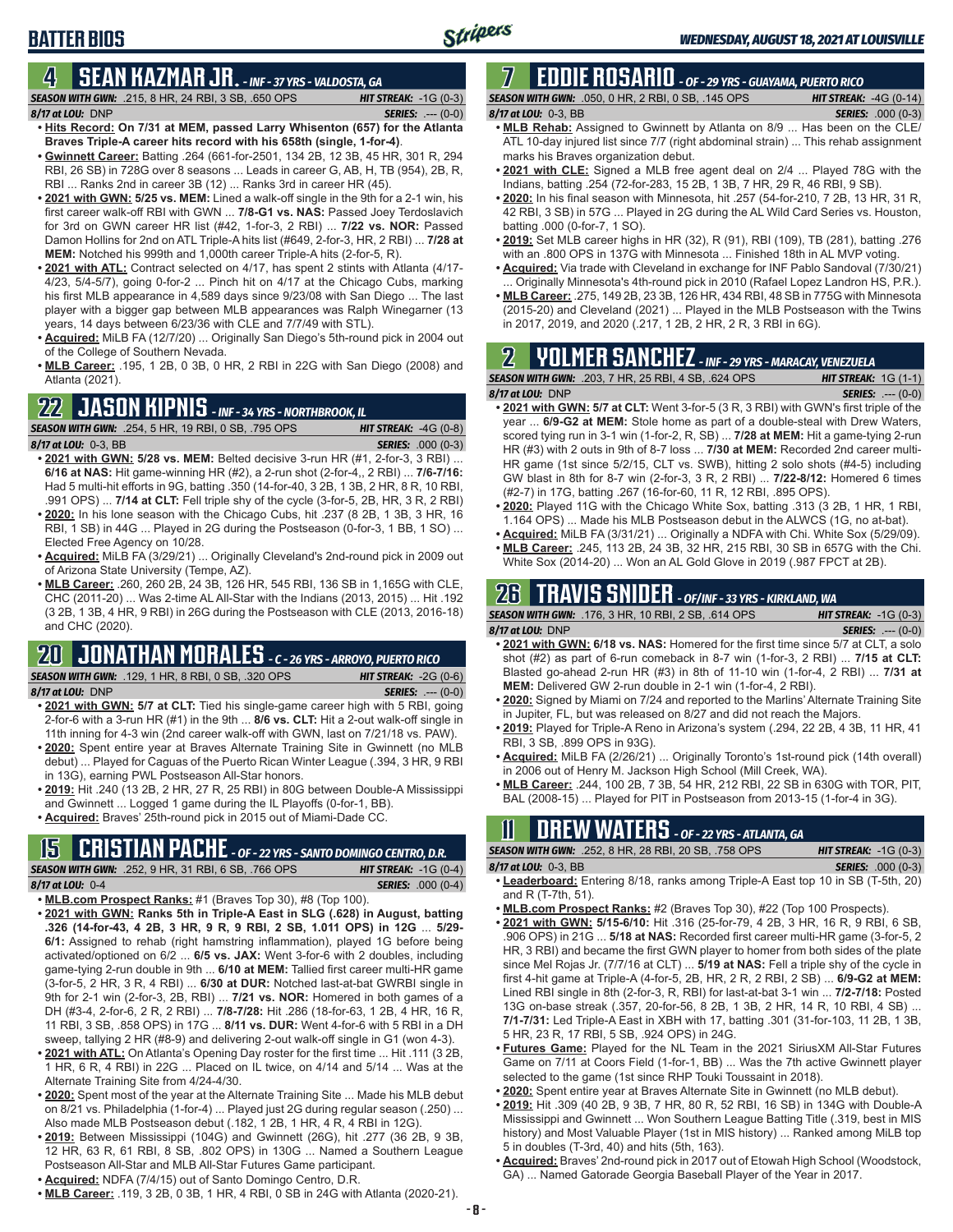## BATTER BIOS

*WEDNESDAY, AUGUST 18, 2021 AT LOUISVILLE*

## 4 SEAN KAZMAR JR. - INF - 37 YRS - VALDOSTA, GA

***SEASON WITH GWN:*** .215, 8 HR, 24 RBI, 3 SB, .650 OPS — ***HIT STREAK:*** -1G (0-3)

***8/17 at LOU:*** DNP — ***SERIES:*** .--- (0-0)

- **Hits Record: On 7/31 at MEM, passed Larry Whisenton (657) for the Atlanta Braves Triple-A career hits record with his 658th (single, 1-for-4)**.
- **Gwinnett Career:** Batting .264 (661-for-2501, 134 2B, 12 3B, 45 HR, 301 R, 294 RBI, 26 SB) in 728G over 8 seasons ... Leads in career G, AB, H, TB (954), 2B, R, RBI ... Ranks 2nd in career 3B (12) ... Ranks 3rd in career HR (45).
- **2021 with GWN: 5/25 vs. MEM:** Lined a walk-off single in the 9th for a 2-1 win, his first career walk-off RBI with GWN ... **7/8-G1 vs. NAS:** Passed Joey Terdoslavich for 3rd on GWN career HR list (#42, 1-for-3, 2 RBI) ... **7/22 vs. NOR:** Passed Damon Hollins for 2nd on ATL Triple-A hits list (#649, 2-for-3, HR, 2 RBI) ... **7/28 at MEM:** Notched his 999th and 1,000th career Triple-A hits (2-for-5, R).
- **2021 with ATL:** Contract selected on 4/17, has spent 2 stints with Atlanta (4/17-4/23, 5/4-5/7), going 0-for-2 ... Pinch hit on 4/17 at the Chicago Cubs, marking his first MLB appearance in 4,589 days since 9/23/08 with San Diego ... The last player with a bigger gap between MLB appearances was Ralph Winegarner (13 years, 14 days between 6/23/36 with CLE and 7/7/49 with STL).
- **Acquired:** MiLB FA (12/7/20) ... Originally San Diego's 5th-round pick in 2004 out of the College of Southern Nevada.
- **MLB Career:** .195, 1 2B, 0 3B, 0 HR, 2 RBI in 22G with San Diego (2008) and Atlanta (2021).

## 22 JASON KIPNIS - INF - 34 YRS - NORTHBROOK, IL

***SEASON WITH GWN:*** .254, 5 HR, 19 RBI, 0 SB, .795 OPS — ***HIT STREAK:*** -4G (0-8)

***8/17 at LOU:*** 0-3, BB — ***SERIES:*** .000 (0-3)

- **2021 with GWN: 5/28 vs. MEM:** Belted decisive 3-run HR (#1, 2-for-3, 3 RBI) ... **6/16 at NAS:** Hit game-winning HR (#2), a 2-run shot (2-for-4,, 2 RBI) ... **7/6-7/16:** Had 5 multi-hit efforts in 9G, batting .350 (14-for-40, 3 2B, 1 3B, 2 HR, 8 R, 10 RBI, .991 OPS) ... **7/14 at CLT:** Fell triple shy of the cycle (3-for-5, 2B, HR, 3 R, 2 RBI)
- **2020:** In his lone season with the Chicago Cubs, hit .237 (8 2B, 1 3B, 3 HR, 16 RBI, 1 SB) in 44G ... Played in 2G during the Postseason (0-for-3, 1 BB, 1 SO) ... Elected Free Agency on 10/28.
- **Acquired:** MiLB FA (3/29/21) ... Originally Cleveland's 2nd-round pick in 2009 out of Arizona State University (Tempe, AZ).
- **MLB Career:** .260, 260 2B, 24 3B, 126 HR, 545 RBI, 136 SB in 1,165G with CLE, CHC (2011-20) ... Was 2-time AL All-Star with the Indians (2013, 2015) ... Hit .192 (3 2B, 1 3B, 4 HR, 9 RBI) in 26G during the Postseason with CLE (2013, 2016-18) and CHC (2020).

## 20 JONATHAN MORALES - C - 26 YRS - ARROYO, PUERTO RICO

***SEASON WITH GWN:*** .129, 1 HR, 8 RBI, 0 SB, .320 OPS — ***HIT STREAK:*** -2G (0-6)

***8/17 at LOU:*** DNP — ***SERIES:*** .--- (0-0)

- **2021 with GWN: 5/7 at CLT:** Tied his single-game career high with 5 RBI, going 2-for-6 with a 3-run HR (#1) in the 9th ... **8/6 vs. CLT:** Hit a 2-out walk-off single in 11th inning for 4-3 win (2nd career walk-off with GWN, last on 7/21/18 vs. PAW).
- **2020:** Spent entire year at Braves Alternate Training Site in Gwinnett (no MLB debut) ... Played for Caguas of the Puerto Rican Winter League (.394, 3 HR, 9 RBI in 13G), earning PWL Postseason All-Star honors.
- **2019:** Hit .240 (13 2B, 2 HR, 27 R, 25 RBI) in 80G between Double-A Mississippi and Gwinnett ... Logged 1 game during the IL Playoffs (0-for-1, BB).
- **Acquired:** Braves' 25th-round pick in 2015 out of Miami-Dade CC.

## 15 CRISTIAN PACHE - OF - 22 YRS - SANTO DOMINGO CENTRO, D.R.

***SEASON WITH GWN:*** .252, 9 HR, 31 RBI, 6 SB, .766 OPS — ***HIT STREAK:*** -1G (0-4)

***8/17 at LOU:*** 0-4 — ***SERIES:*** .000 (0-4)

- **MLB.com Prospect Ranks:** #1 (Braves Top 30), #8 (Top 100).
- **2021 with GWN: Ranks 5th in Triple-A East in SLG (.628) in August, batting .326 (14-for-43, 4 2B, 3 HR, 9 R, 9 RBI, 2 SB, 1.011 OPS) in 12G** ... **5/29-6/1:** Assigned to rehab (right hamstring inflammation), played 1G before being activated/optioned on 6/2 ... **6/5 vs. JAX:** Went 3-for-6 with 2 doubles, including game-tying 2-run double in 9th ... **6/10 at MEM:** Tallied first career multi-HR game (3-for-5, 2 HR, 3 R, 4 RBI) ... **6/30 at DUR:** Notched last-at-bat GWRBI single in 9th for 2-1 win (2-for-3, 2B, RBI) ... **7/21 vs. NOR:** Homered in both games of a DH (#3-4, 2-for-6, 2 R, 2 RBI) ... **7/8-7/28:** Hit .286 (18-for-63, 1 2B, 4 HR, 16 R, 11 RBI, 3 SB, .858 OPS) in 17G ... **8/11 vs. DUR:** Went 4-for-6 with 5 RBI in a DH sweep, tallying 2 HR (#8-9) and delivering 2-out walk-off single in G1 (won 4-3).
- **2021 with ATL:** On Atlanta's Opening Day roster for the first time ... Hit .111 (3 2B, 1 HR, 6 R, 4 RBI) in 22G ... Placed on IL twice, on 4/14 and 5/14 ... Was at the Alternate Training Site from 4/24-4/30.
- **2020:** Spent most of the year at the Alternate Training Site ... Made his MLB debut on 8/21 vs. Philadelphia (1-for-4) ... Played just 2G during regular season (.250) ... Also made MLB Postseason debut (.182, 1 2B, 1 HR, 4 R, 4 RBI in 12G).
- **2019:** Between Mississippi (104G) and Gwinnett (26G), hit .277 (36 2B, 9 3B, 12 HR, 63 R, 61 RBI, 8 SB, .802 OPS) in 130G ... Named a Southern League Postseason All-Star and MLB All-Star Futures Game participant.
- **Acquired:** NDFA (7/4/15) out of Santo Domingo Centro, D.R.
- **MLB Career:** .119, 3 2B, 0 3B, 1 HR, 4 RBI, 0 SB in 24G with Atlanta (2020-21).

## 7 EDDIE ROSARIO - OF - 29 YRS - GUAYAMA, PUERTO RICO

***SEASON WITH GWN:*** .050, 0 HR, 2 RBI, 0 SB, .145 OPS — ***HIT STREAK:*** -4G (0-14)

***8/17 at LOU:*** 0-3, BB — ***SERIES:*** .000 (0-3)

- **MLB Rehab:** Assigned to Gwinnett by Atlanta on 8/9 ... Has been on the CLE/ATL 10-day injured list since 7/7 (right abdominal strain) ... This rehab assignment marks his Braves organization debut.
- **2021 with CLE:** Signed a MLB free agent deal on 2/4 ... Played 78G with the Indians, batting .254 (72-for-283, 15 2B, 1 3B, 7 HR, 29 R, 46 RBI, 9 SB).
- **2020:** In his final season with Minnesota, hit .257 (54-for-210, 7 2B, 13 HR, 31 R, 42 RBI, 3 SB) in 57G ... Played in 2G during the AL Wild Card Series vs. Houston, batting .000 (0-for-7, 1 SO).
- **2019:** Set MLB career highs in HR (32), R (91), RBI (109), TB (281), batting .276 with an .800 OPS in 137G with Minnesota ... Finished 18th in AL MVP voting.
- **Acquired:** Via trade with Cleveland in exchange for INF Pablo Sandoval (7/30/21) ... Originally Minnesota's 4th-round pick in 2010 (Rafael Lopez Landron HS, P.R.).
- **MLB Career:** .275, 149 2B, 23 3B, 126 HR, 434 RBI, 48 SB in 775G with Minnesota (2015-20) and Cleveland (2021) ... Played in the MLB Postseason with the Twins in 2017, 2019, and 2020 (.217, 1 2B, 2 HR, 2 R, 3 RBI in 6G).

## 2 YOLMER SANCHEZ - INF - 29 YRS - MARACAY, VENEZUELA

***SEASON WITH GWN:*** .203, 7 HR, 25 RBI, 4 SB, .624 OPS — ***HIT STREAK:*** 1G (1-1)

***8/17 at LOU:*** DNP — ***SERIES:*** .--- (0-0)

- **2021 with GWN: 5/7 at CLT:** Went 3-for-5 (3 R, 3 RBI) with GWN's first triple of the year ... **6/9-G2 at MEM:** Stole home as part of a double-steal with Drew Waters, scored tying run in 3-1 win (1-for-2, R, SB) ... **7/28 at MEM:** Hit a game-tying 2-run HR (#3) with 2 outs in 9th of 8-7 loss ... **7/30 at MEM:** Recorded 2nd career multi-HR game (1st since 5/2/15, CLT vs. SWB), hitting 2 solo shots (#4-5) including GW blast in 8th for 8-7 win (2-for-3, 3 R, 2 RBI) ... **7/22-8/12:** Homered 6 times (#2-7) in 17G, batting .267 (16-for-60, 11 R, 12 RBI, .895 OPS).
- **2020:** Played 11G with the Chicago White Sox, batting .313 (3 2B, 1 HR, 1 RBI, 1.164 OPS) ... Made his MLB Postseason debut in the ALWCS (1G, no at-bat).
- **Acquired:** MiLB FA (3/31/21) ... Originally a NDFA with Chi. White Sox (5/29/09).
- **MLB Career:** .245, 113 2B, 24 3B, 32 HR, 215 RBI, 30 SB in 657G with the Chi. White Sox (2014-20) ... Won an AL Gold Glove in 2019 (.987 FPCT at 2B).

## 26 TRAVIS SNIDER - OF/INF - 33 YRS - KIRKLAND, WA

***SEASON WITH GWN:*** .176, 3 HR, 10 RBI, 2 SB, .614 OPS — ***HIT STREAK:*** -1G (0-3)

***8/17 at LOU:*** DNP — ***SERIES:*** .--- (0-0)

- **2021 with GWN: 6/18 vs. NAS:** Homered for the first time since 5/7 at CLT, a solo shot (#2) as part of 6-run comeback in 8-7 win (1-for-3, 2 RBI) ... **7/15 at CLT:** Blasted go-ahead 2-run HR (#3) in 8th of 11-10 win (1-for-4, 2 RBI) ... **7/31 at MEM:** Delivered GW 2-run double in 2-1 win (1-for-4, 2 RBI).
- **2020:** Signed by Miami on 7/24 and reported to the Marlins' Alternate Training Site in Jupiter, FL, but was released on 8/27 and did not reach the Majors.
- **2019:** Played for Triple-A Reno in Arizona's system (.294, 22 2B, 4 3B, 11 HR, 41 RBI, 3 SB, .899 OPS in 93G).
- **Acquired:** MiLB FA (2/26/21) ... Originally Toronto's 1st-round pick (14th overall) in 2006 out of Henry M. Jackson High School (Mill Creek, WA).
- **MLB Career:** .244, 100 2B, 7 3B, 54 HR, 212 RBI, 22 SB in 630G with TOR, PIT, BAL (2008-15) ... Played for PIT in Postseason from 2013-15 (1-for-4 in 3G).

## 11 DREW WATERS - OF - 22 YRS - ATLANTA, GA

***SEASON WITH GWN:*** .252, 8 HR, 28 RBI, 20 SB, .758 OPS — ***HIT STREAK:*** -1G (0-3)

***8/17 at LOU:*** 0-3, BB — ***SERIES:*** .000 (0-3)

- **Leaderboard:** Entering 8/18, ranks among Triple-A East top 10 in SB (T-5th, 20) and R (T-7th, 51).
- **MLB.com Prospect Ranks:** #2 (Braves Top 30), #22 (Top 100 Prospects).
- **2021 with GWN: 5/15-6/10:** Hit .316 (25-for-79, 4 2B, 3 HR, 16 R, 9 RBI, 6 SB, .906 OPS) in 21G ... **5/18 at NAS:** Recorded first career multi-HR game (3-for-5, 2 HR, 3 RBI) and became the first GWN player to homer from both sides of the plate since Mel Rojas Jr. (7/7/16 at CLT) ... **5/19 at NAS:** Fell a triple shy of the cycle in first 4-hit game at Triple-A (4-for-5, 2B, HR, 2 R, 2 RBI, 2 SB) ... **6/9-G2 at MEM:** Lined RBI single in 8th (2-for-3, R, RBI) for last-at-bat 3-1 win ... **7/2-7/18:** Posted 13G on-base streak (.357, 20-for-56, 8 2B, 1 3B, 2 HR, 14 R, 10 RBI, 4 SB) ... **7/1-7/31:** Led Triple-A East in XBH with 17, batting .301 (31-for-103, 11 2B, 1 3B, 5 HR, 23 R, 17 RBI, 5 SB, .924 OPS) in 24G.
- **Futures Game:** Played for the NL Team in the 2021 SiriusXM All-Star Futures Game on 7/11 at Coors Field (1-for-1, BB) ... Was the 7th active Gwinnett player selected to the game (1st since RHP Touki Toussaint in 2018).
- **2020:** Spent entire year at Braves Alternate Site in Gwinnett (no MLB debut).
- **2019:** Hit .309 (40 2B, 9 3B, 7 HR, 80 R, 52 RBI, 16 SB) in 134G with Double-A Mississippi and Gwinnett ... Won Southern League Batting Title (.319, best in MIS history) and Most Valuable Player (1st in MIS history) ... Ranked among MiLB top 5 in doubles (T-3rd, 40) and hits (5th, 163).
- **Acquired:** Braves' 2nd-round pick in 2017 out of Etowah High School (Woodstock, GA) ... Named Gatorade Georgia Baseball Player of the Year in 2017.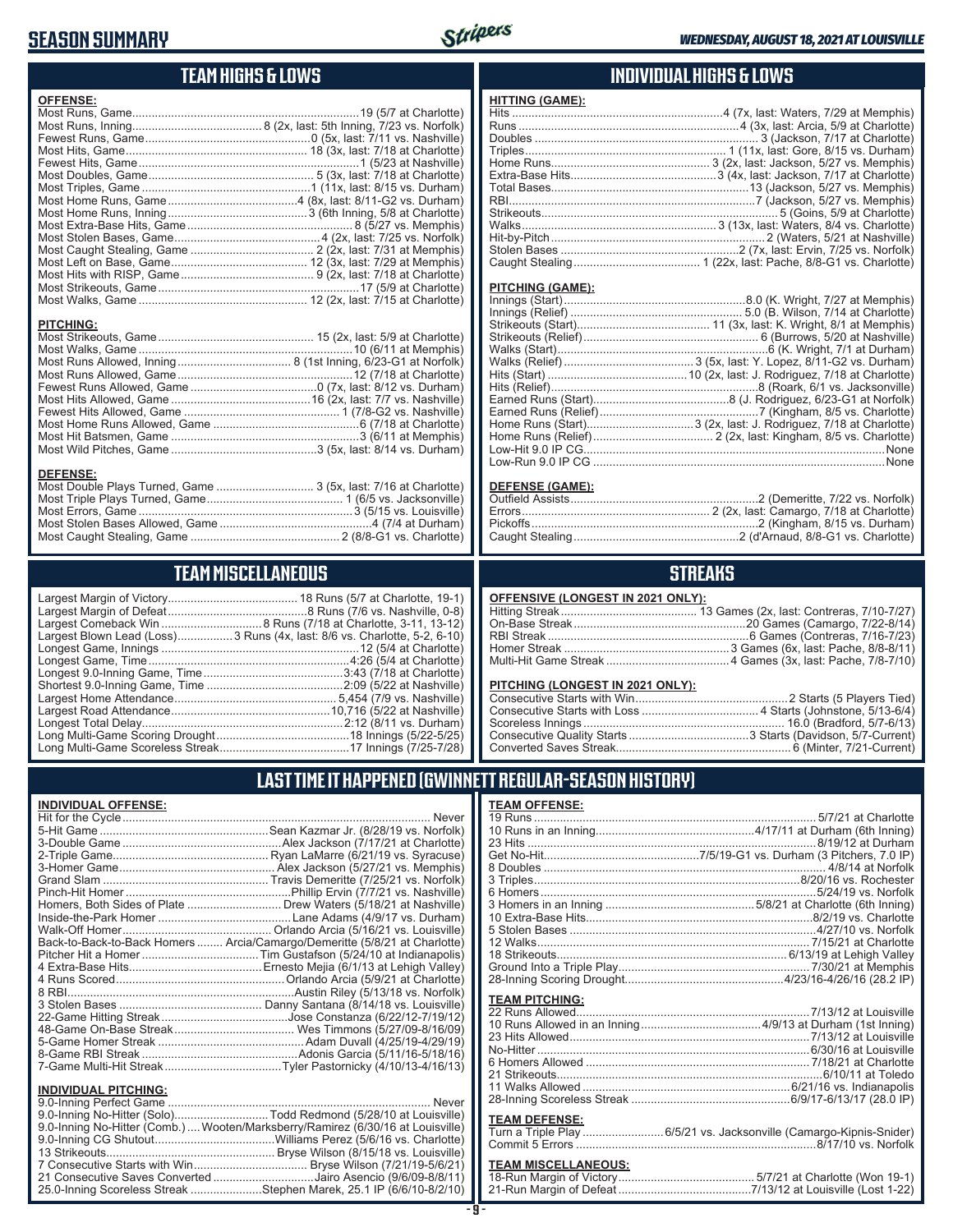# SEASON SUMMARY

## TEAM HIGHS & LOWS

### OFFENSE:

| | |
|---|---|
| Most Runs, Game | 19 (5/7 at Charlotte) |
| Most Runs, Inning | 8 (2x, last: 5th Inning, 7/23 vs. Norfolk) |
| Fewest Runs, Game | 0 (5x, last: 7/11 vs. Nashville) |
| Most Hits, Game | 18 (3x, last: 7/18 at Charlotte) |
| Fewest Hits, Game | 1 (5/23 at Nashville) |
| Most Doubles, Game | 5 (3x, last: 7/18 at Charlotte) |
| Most Triples, Game | 1 (11x, last: 8/15 vs. Durham) |
| Most Home Runs, Game | 4 (8x, last: 8/11-G2 vs. Durham) |
| Most Home Runs, Inning | 3 (6th Inning, 5/8 at Charlotte) |
| Most Extra-Base Hits, Game | 8 (5/27 vs. Memphis) |
| Most Stolen Bases, Game | 4 (2x, last: 7/25 vs. Norfolk) |
| Most Caught Stealing, Game | 2 (2x, last: 7/31 at Memphis) |
| Most Left on Base, Game | 12 (3x, last: 7/29 at Memphis) |
| Most Hits with RISP, Game | 9 (2x, last: 7/18 at Charlotte) |
| Most Strikeouts, Game | 17 (5/9 at Charlotte) |
| Most Walks, Game | 12 (2x, last: 7/15 at Charlotte) |

### PITCHING:

| | |
|---|---|
| Most Strikeouts, Game | 15 (2x, last: 5/9 at Charlotte) |
| Most Walks, Game | 10 (6/11 at Memphis) |
| Most Runs Allowed, Inning | 8 (1st Inning, 6/23-G1 at Norfolk) |
| Most Runs Allowed, Game | 12 (7/18 at Charlotte) |
| Fewest Runs Allowed, Game | 0 (7x, last: 8/12 vs. Durham) |
| Most Hits Allowed, Game | 16 (2x, last: 7/7 vs. Nashville) |
| Fewest Hits Allowed, Game | 1 (7/8-G2 vs. Nashville) |
| Most Home Runs Allowed, Game | 6 (7/18 at Charlotte) |
| Most Hit Batsmen, Game | 3 (6/11 at Memphis) |
| Most Wild Pitches, Game | 3 (5x, last: 8/14 vs. Durham) |

### DEFENSE:

| | |
|---|---|
| Most Double Plays Turned, Game | 3 (5x, last: 7/16 at Charlotte) |
| Most Triple Plays Turned, Game | 1 (6/5 vs. Jacksonville) |
| Most Errors, Game | 3 (5/15 vs. Louisville) |
| Most Stolen Bases Allowed, Game | 4 (7/4 at Durham) |
| Most Caught Stealing, Game | 2 (8/8-G1 vs. Charlotte) |

## INDIVIDUAL HIGHS & LOWS

### HITTING (GAME):

| | |
|---|---|
| Hits | 4 (7x, last: Waters, 7/29 at Memphis) |
| Runs | 4 (3x, last: Arcia, 5/9 at Charlotte) |
| Doubles | 3 (Jackson, 7/17 at Charlotte) |
| Triples | 1 (11x, last: Gore, 8/15 vs. Durham) |
| Home Runs | 3 (2x, last: Jackson, 5/27 vs. Memphis) |
| Extra-Base Hits | 3 (4x, last: Jackson, 7/17 at Charlotte) |
| Total Bases | 13 (Jackson, 5/27 vs. Memphis) |
| RBI | 7 (Jackson, 5/27 vs. Memphis) |
| Strikeouts | 5 (Goins, 5/9 at Charlotte) |
| Walks | 3 (13x, last: Waters, 8/4 vs. Charlotte) |
| Hit-by-Pitch | 2 (Waters, 5/21 at Nashville) |
| Stolen Bases | 2 (7x, last: Ervin, 7/25 vs. Norfolk) |
| Caught Stealing | 1 (22x, last: Pache, 8/8-G1 vs. Charlotte) |

### PITCHING (GAME):

| | |
|---|---|
| Innings (Start) | 8.0 (K. Wright, 7/27 at Memphis) |
| Innings (Relief) | 5.0 (B. Wilson, 7/14 at Charlotte) |
| Strikeouts (Start) | 11 (3x, last: K. Wright, 8/1 at Memphis) |
| Strikeouts (Relief) | 6 (Burrows, 5/20 at Nashville) |
| Walks (Start) | 6 (K. Wright, 7/1 at Durham) |
| Walks (Relief) | 3 (5x, last: Y. Lopez, 8/11-G2 vs. Durham) |
| Hits (Start) | 10 (2x, last: J. Rodriguez, 7/18 at Charlotte) |
| Hits (Relief) | 8 (Roark, 6/1 vs. Jacksonville) |
| Earned Runs (Start) | 8 (J. Rodriguez, 6/23-G1 at Norfolk) |
| Earned Runs (Relief) | 7 (Kingham, 8/5 vs. Charlotte) |
| Home Runs (Start) | 3 (2x, last: J. Rodriguez, 7/18 at Charlotte) |
| Home Runs (Relief) | 2 (2x, last: Kingham, 8/5 vs. Charlotte) |
| Low-Hit 9.0 IP CG | None |
| Low-Run 9.0 IP CG | None |

### DEFENSE (GAME):

| | |
|---|---|
| Outfield Assists | 2 (Demeritte, 7/22 vs. Norfolk) |
| Errors | 2 (2x, last: Camargo, 7/18 at Charlotte) |
| Pickoffs | 2 (Kingham, 8/15 vs. Durham) |
| Caught Stealing | 2 (d'Arnaud, 8/8-G1 vs. Charlotte) |

## TEAM MISCELLANEOUS

| | |
|---|---|
| Largest Margin of Victory | 18 Runs (5/7 at Charlotte, 19-1) |
| Largest Margin of Defeat | 8 Runs (7/6 vs. Nashville, 0-8) |
| Largest Comeback Win | 8 Runs (7/18 at Charlotte, 3-11, 13-12) |
| Largest Blown Lead (Loss) | 3 Runs (4x, last: 8/6 vs. Charlotte, 5-2, 6-10) |
| Longest Game, Innings | 12 (5/4 at Charlotte) |
| Longest Game, Time | 4:26 (5/4 at Charlotte) |
| Longest 9.0-Inning Game, Time | 3:43 (7/18 at Charlotte) |
| Shortest 9.0-Inning Game, Time | 2:09 (5/22 at Nashville) |
| Largest Home Attendance | 5,454 (7/9 vs. Nashville) |
| Largest Road Attendance | 10,716 (5/22 at Nashville) |
| Longest Total Delay | 2:12 (8/11 vs. Durham) |
| Long Multi-Game Scoring Drought | 18 Innings (5/22-5/25) |
| Long Multi-Game Scoreless Streak | 17 Innings (7/25-7/28) |

## STREAKS

### OFFENSIVE (LONGEST IN 2021 ONLY):

| | |
|---|---|
| Hitting Streak | 13 Games (2x, last: Contreras, 7/10-7/27) |
| On-Base Streak | 20 Games (Camargo, 7/22-8/14) |
| RBI Streak | 6 Games (Contreras, 7/16-7/23) |
| Homer Streak | 3 Games (6x, last: Pache, 8/8-8/11) |
| Multi-Hit Game Streak | 4 Games (3x, last: Pache, 7/8-7/10) |

### PITCHING (LONGEST IN 2021 ONLY):

| | |
|---|---|
| Consecutive Starts with Win | 2 Starts (5 Players Tied) |
| Consecutive Starts with Loss | 4 Starts (Johnstone, 5/13-6/4) |
| Scoreless Innings | 16.0 (Bradford, 5/7-6/13) |
| Consecutive Quality Starts | 3 Starts (Davidson, 5/7-Current) |
| Converted Saves Streak | 6 (Minter, 7/21-Current) |

## LAST TIME IT HAPPENED (GWINNETT REGULAR-SEASON HISTORY)

### INDIVIDUAL OFFENSE:

| | |
|---|---|
| Hit for the Cycle | Never |
| 5-Hit Game | Sean Kazmar Jr. (8/28/19 vs. Norfolk) |
| 3-Double Game | Alex Jackson (7/17/21 at Charlotte) |
| 2-Triple Game | Ryan LaMarre (6/21/19 vs. Syracuse) |
| 3-Homer Game | Alex Jackson (5/27/21 vs. Memphis) |
| Grand Slam | Travis Demeritte (7/25/21 vs. Norfolk) |
| Pinch-Hit Homer | Phillip Ervin (7/7/21 vs. Nashville) |
| Homers, Both Sides of Plate | Drew Waters (5/18/21 at Nashville) |
| Inside-the-Park Homer | Lane Adams (4/9/17 vs. Durham) |
| Walk-Off Homer | Orlando Arcia (5/16/21 vs. Louisville) |
| Back-to-Back-to-Back Homers | Arcia/Camargo/Demeritte (5/8/21 at Charlotte) |
| Pitcher Hit a Homer | Tim Gustafson (5/24/10 at Indianapolis) |
| 4 Extra-Base Hits | Ernesto Mejia (6/1/13 at Lehigh Valley) |
| 4 Runs Scored | Orlando Arcia (5/9/21 at Charlotte) |
| 8 RBI | Austin Riley (5/13/18 vs. Norfolk) |
| 3 Stolen Bases | Danny Santana (8/14/18 vs. Louisville) |
| 22-Game Hitting Streak | Jose Constanza (6/22/12-7/19/12) |
| 48-Game On-Base Streak | Wes Timmons (5/27/09-8/16/09) |
| 5-Game Homer Streak | Adam Duvall (4/25/19-4/29/19) |
| 8-Game RBI Streak | Adonis Garcia (5/11/16-5/18/16) |
| 7-Game Multi-Hit Streak | Tyler Pastornicky (4/10/13-4/16/13) |

### INDIVIDUAL PITCHING:

| | |
|---|---|
| 9.0-Inning Perfect Game | Never |
| 9.0-Inning No-Hitter (Solo) | Todd Redmond (5/28/10 at Louisville) |
| 9.0-Inning No-Hitter (Comb.) | Wooten/Marksberry/Ramirez (6/30/16 at Louisville) |
| 9.0-Inning CG Shutout | Williams Perez (5/6/16 vs. Charlotte) |
| 13 Strikeouts | Bryse Wilson (8/15/18 vs. Louisville) |
| 7 Consecutive Starts with Win | Bryse Wilson (7/21/19-5/6/21) |
| 21 Consecutive Saves Converted | Jairo Asencio (9/6/09-8/8/11) |
| 25.0-Inning Scoreless Streak | Stephen Marek, 25.1 IP (6/6/10-8/2/10) |

### TEAM OFFENSE:

| | |
|---|---|
| 19 Runs | 5/7/21 at Charlotte |
| 10 Runs in an Inning | 4/17/11 at Durham (6th Inning) |
| 23 Hits | 8/19/12 at Durham |
| Get No-Hit | 7/5/19-G1 vs. Durham (3 Pitchers, 7.0 IP) |
| 8 Doubles | 4/8/14 at Norfolk |
| 3 Triples | 8/20/16 vs. Rochester |
| 6 Homers | 5/24/19 vs. Norfolk |
| 3 Homers in an Inning | 5/8/21 at Charlotte (6th Inning) |
| 10 Extra-Base Hits | 8/2/19 vs. Charlotte |
| 5 Stolen Bases | 4/27/10 vs. Norfolk |
| 12 Walks | 7/15/21 at Charlotte |
| 18 Strikeouts | 6/13/19 at Lehigh Valley |
| Ground Into a Triple Play | 7/30/21 at Memphis |
| 28-Inning Scoring Drought | 4/23/16-4/26/16 (28.2 IP) |

### TEAM PITCHING:

| | |
|---|---|
| 22 Runs Allowed | 7/13/12 at Louisville |
| 10 Runs Allowed in an Inning | 4/9/13 at Durham (1st Inning) |
| 23 Hits Allowed | 7/13/12 at Louisville |
| No-Hitter | 6/30/16 at Louisville |
| 6 Homers Allowed | 7/18/21 at Charlotte |
| 21 Strikeouts | 6/10/11 at Toledo |
| 11 Walks Allowed | 6/21/16 vs. Indianapolis |
| 28-Inning Scoreless Streak | 6/9/17-6/13/17 (28.0 IP) |

### TEAM DEFENSE:

| | |
|---|---|
| Turn a Triple Play | 6/5/21 vs. Jacksonville (Camargo-Kipnis-Snider) |
| Commit 5 Errors | 8/17/10 vs. Norfolk |

### TEAM MISCELLANEOUS:

| | |
|---|---|
| 18-Run Margin of Victory | 5/7/21 at Charlotte (Won 19-1) |
| 21-Run Margin of Defeat | 7/13/12 at Louisville (Lost 1-22) |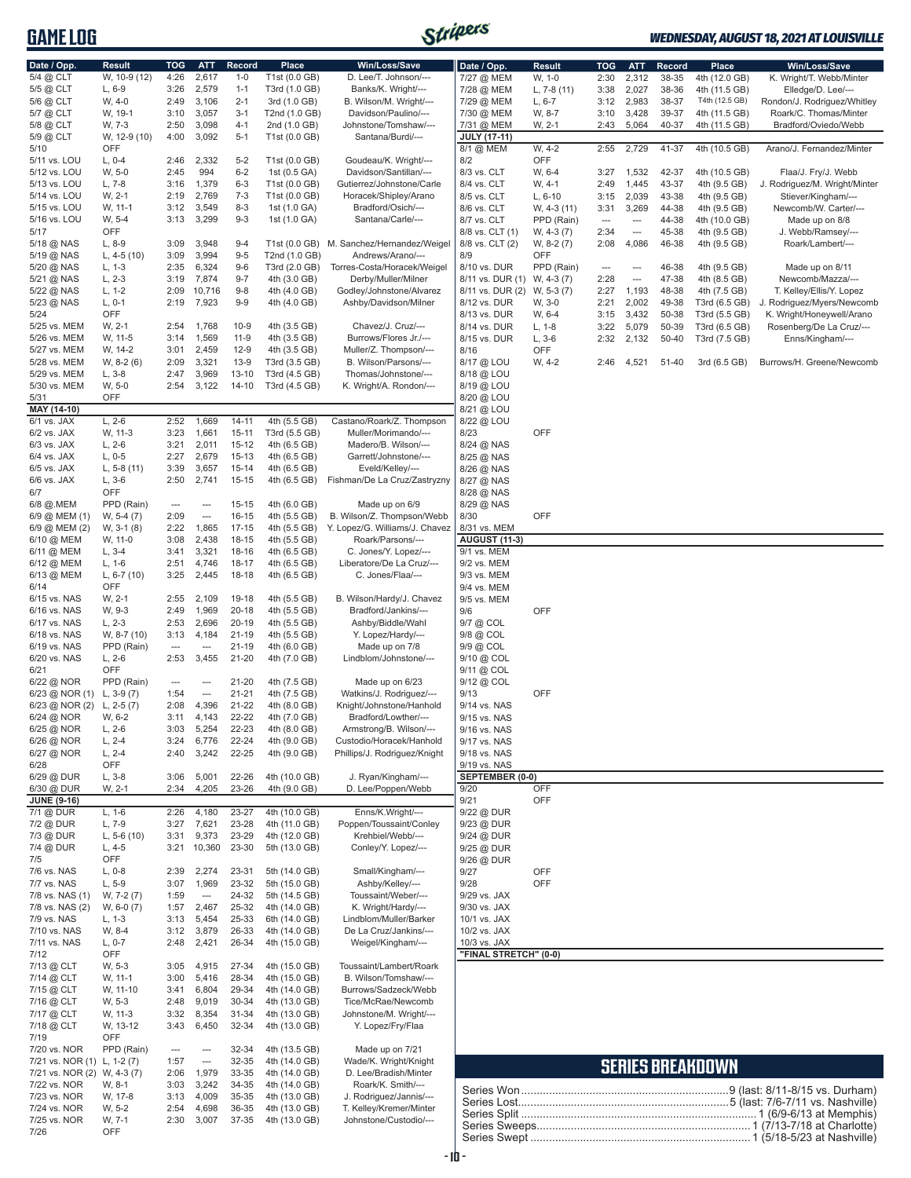# GAME LOG

**WEDNESDAY, AUGUST 18, 2021 AT LOUISVILLE**

| Date / Opp. | Result | TOG | ATT | Record | Place | Win/Loss/Save |
|---|---|---|---|---|---|---|
| 5/4 @ CLT | W, 10-9 (12) | 4:26 | 2,617 | 1-0 | T1st (0.0 GB) | D. Lee/T. Johnson/--- |
| 5/5 @ CLT | L, 6-9 | 3:26 | 2,579 | 1-1 | T3rd (1.0 GB) | Banks/K. Wright/--- |
| 5/6 @ CLT | W, 4-0 | 2:49 | 3,106 | 2-1 | 3rd (1.0 GB) | B. Wilson/M. Wright/--- |
| 5/7 @ CLT | W, 19-1 | 3:10 | 3,057 | 3-1 | T2nd (1.0 GB) | Davidson/Paulino/--- |
| 5/8 @ CLT | W, 7-3 | 2:50 | 3,098 | 4-1 | 2nd (1.0 GB) | Johnstone/Tomshaw/--- |
| 5/9 @ CLT | W, 12-9 (10) | 4:00 | 3,092 | 5-1 | T1st (0.0 GB) | Santana/Burdi/--- |
| 5/10 | OFF | | | | | |
| 5/11 vs. LOU | L, 0-4 | 2:46 | 2,332 | 5-2 | T1st (0.0 GB) | Goudeau/K. Wright/--- |
| 5/12 vs. LOU | W, 5-0 | 2:45 | 994 | 6-2 | 1st (0.5 GA) | Davidson/Santillan/--- |
| 5/13 vs. LOU | L, 7-8 | 3:16 | 1,379 | 6-3 | T1st (0.0 GB) | Gutierrez/Johnstone/Carle |
| 5/14 vs. LOU | W, 2-1 | 2:19 | 2,769 | 7-3 | T1st (0.0 GB) | Horacek/Shipley/Arano |
| 5/15 vs. LOU | W, 11-1 | 3:12 | 3,549 | 8-3 | 1st (1.0 GA) | Bradford/Osich/--- |
| 5/16 vs. LOU | W, 5-4 | 3:13 | 3,299 | 9-3 | 1st (1.0 GA) | Santana/Carle/--- |
| 5/17 | OFF | | | | | |
| 5/18 @ NAS | L, 8-9 | 3:09 | 3,948 | 9-4 | T1st (0.0 GB) | M. Sanchez/Hernandez/Weigel |
| 5/19 @ NAS | L, 4-5 (10) | 3:09 | 3,994 | 9-5 | T2nd (1.0 GB) | Andrews/Arano/--- |
| 5/20 @ NAS | L, 1-3 | 2:35 | 6,324 | 9-6 | T3rd (2.0 GB) | Torres-Costa/Horacek/Weigel |
| 5/21 @ NAS | L, 2-3 | 3:19 | 7,874 | 9-7 | 4th (3.0 GB) | Derby/Muller/Milner |
| 5/22 @ NAS | L, 1-2 | 2:09 | 10,716 | 9-8 | 4th (4.0 GB) | Godley/Johnstone/Alvarez |
| 5/23 @ NAS | L, 0-1 | 2:19 | 7,923 | 9-9 | 4th (4.0 GB) | Ashby/Davidson/Milner |
| 5/24 | OFF | | | | | |
| 5/25 vs. MEM | W, 2-1 | 2:54 | 1,768 | 10-9 | 4th (3.5 GB) | Chavez/J. Cruz/--- |
| 5/26 vs. MEM | W, 11-5 | 3:14 | 1,569 | 11-9 | 4th (3.5 GB) | Burrows/Flores Jr./--- |
| 5/27 vs. MEM | W, 14-2 | 3:01 | 2,459 | 12-9 | 4th (3.5 GB) | Muller/Z. Thompson/--- |
| 5/28 vs. MEM | W, 8-2 (6) | 2:09 | 3,321 | 13-9 | T3rd (3.5 GB) | B. Wilson/Parsons/--- |
| 5/29 vs. MEM | L, 3-8 | 2:47 | 3,969 | 13-10 | T3rd (4.5 GB) | Thomas/Johnstone/--- |
| 5/30 vs. MEM | W, 5-0 | 2:54 | 3,122 | 14-10 | T3rd (4.5 GB) | K. Wright/A. Rondon/--- |
| 5/31 | OFF | | | | | |
| **MAY (14-10)** | | | | | | |
| 6/1 vs. JAX | L, 2-6 | 2:52 | 1,669 | 14-11 | 4th (5.5 GB) | Castano/Roark/Z. Thompson |
| 6/2 vs. JAX | W, 11-3 | 3:23 | 1,661 | 15-11 | T3rd (5.5 GB) | Muller/Morimando/--- |
| 6/3 vs. JAX | L, 2-6 | 3:21 | 2,011 | 15-12 | 4th (6.5 GB) | Madero/B. Wilson/--- |
| 6/4 vs. JAX | L, 0-5 | 2:27 | 2,679 | 15-13 | 4th (6.5 GB) | Garrett/Johnstone/--- |
| 6/5 vs. JAX | L, 5-8 (11) | 3:39 | 3,657 | 15-14 | 4th (6.5 GB) | Eveld/Kelley/--- |
| 6/6 vs. JAX | L, 3-6 | 2:50 | 2,741 | 15-15 | 4th (6.5 GB) | Fishman/De La Cruz/Zastryzny |
| 6/7 | OFF | | | | | |
| 6/8 @ MEM | PPD (Rain) | --- | --- | 15-15 | 4th (6.0 GB) | Made up on 6/9 |
| 6/9 @ MEM (1) | W, 5-4 (7) | 2:09 | --- | 16-15 | 4th (5.5 GB) | B. Wilson/Z. Thompson/Webb |
| 6/9 @ MEM (2) | W, 3-1 (8) | 2:22 | 1,865 | 17-15 | 4th (5.5 GB) | Y. Lopez/G. Williams/J. Chavez |
| 6/10 @ MEM | W, 11-0 | 3:08 | 2,438 | 18-15 | 4th (5.5 GB) | Roark/Parsons/--- |
| 6/11 @ MEM | L, 3-4 | 3:41 | 3,321 | 18-16 | 4th (6.5 GB) | C. Jones/Y. Lopez/--- |
| 6/12 @ MEM | L, 1-6 | 2:51 | 4,746 | 18-17 | 4th (6.5 GB) | Liberatore/De La Cruz/--- |
| 6/13 @ MEM | L, 6-7 (10) | 3:25 | 2,445 | 18-18 | 4th (6.5 GB) | C. Jones/Flaa/--- |
| 6/14 | OFF | | | | | |
| 6/15 vs. NAS | W, 2-1 | 2:55 | 2,109 | 19-18 | 4th (5.5 GB) | B. Wilson/Hardy/J. Chavez |
| 6/16 vs. NAS | W, 9-3 | 2:49 | 1,969 | 20-18 | 4th (5.5 GB) | Bradford/Jankins/--- |
| 6/17 vs. NAS | L, 2-3 | 2:53 | 2,696 | 20-19 | 4th (5.5 GB) | Ashby/Biddle/Wahl |
| 6/18 vs. NAS | W, 8-7 (10) | 3:13 | 4,184 | 21-19 | 4th (5.5 GB) | Y. Lopez/Hardy/--- |
| 6/19 vs. NAS | PPD (Rain) | --- | --- | 21-19 | 4th (6.0 GB) | Made up on 7/8 |
| 6/20 vs. NAS | L, 2-6 | 2:53 | 3,455 | 21-20 | 4th (7.0 GB) | Lindblom/Johnstone/--- |
| 6/21 | OFF | | | | | |
| 6/22 @ NOR | PPD (Rain) | --- | --- | 21-20 | 4th (7.5 GB) | Made up on 6/23 |
| 6/23 @ NOR (1) | L, 3-9 (7) | 1:54 | --- | 21-21 | 4th (7.5 GB) | Watkins/J. Rodriguez/--- |
| 6/23 @ NOR (2) | L, 2-5 (7) | 2:08 | 4,396 | 21-22 | 4th (8.0 GB) | Knight/Johnstone/Hanhold |
| 6/24 @ NOR | W, 6-2 | 3:11 | 4,143 | 22-22 | 4th (7.0 GB) | Bradford/Lowther/--- |
| 6/25 @ NOR | L, 2-6 | 3:03 | 5,254 | 22-23 | 4th (8.0 GB) | Armstrong/B. Wilson/--- |
| 6/26 @ NOR | L, 2-4 | 3:24 | 6,776 | 22-24 | 4th (9.0 GB) | Custodio/Horacek/Hanhold |
| 6/27 @ NOR | L, 2-4 | 2:40 | 3,242 | 22-25 | 4th (9.0 GB) | Phillips/J. Rodriguez/Knight |
| 6/28 | OFF | | | | | |
| 6/29 @ DUR | L, 3-8 | 3:06 | 5,001 | 22-26 | 4th (10.0 GB) | J. Ryan/Kingham/--- |
| 6/30 @ DUR | W, 2-1 | 2:34 | 4,205 | 23-26 | 4th (9.0 GB) | D. Lee/Poppen/Webb |
| **JUNE (9-16)** | | | | | | |
| 7/1 @ DUR | L, 1-6 | 2:26 | 4,180 | 23-27 | 4th (10.0 GB) | Enns/K.Wright/--- |
| 7/2 @ DUR | L, 7-9 | 3:27 | 7,621 | 23-28 | 4th (11.0 GB) | Poppen/Toussaint/Conley |
| 7/3 @ DUR | L, 5-6 (10) | 3:31 | 9,373 | 23-29 | 4th (12.0 GB) | Krehbiel/Webb/--- |
| 7/4 @ DUR | L, 4-5 | 3:21 | 10,360 | 23-30 | 5th (13.0 GB) | Conley/Y. Lopez/--- |
| 7/5 | OFF | | | | | |
| 7/6 vs. NAS | L, 0-8 | 2:39 | 2,274 | 23-31 | 5th (14.0 GB) | Small/Kingham/--- |
| 7/7 vs. NAS | L, 5-9 | 3:07 | 1,969 | 23-32 | 5th (15.0 GB) | Ashby/Kelley/--- |
| 7/8 vs. NAS (1) | W, 7-2 (7) | 1:59 | --- | 24-32 | 5th (14.5 GB) | Toussaint/Weber/--- |
| 7/8 vs. NAS (2) | W, 6-0 (7) | 1:57 | 2,467 | 25-32 | 4th (14.0 GB) | K. Wright/Hardy/--- |
| 7/9 vs. NAS | L, 1-3 | 3:13 | 5,454 | 25-33 | 6th (14.0 GB) | Lindblom/Muller/Barker |
| 7/10 vs. NAS | W, 8-4 | 3:12 | 3,879 | 26-33 | 4th (14.0 GB) | De La Cruz/Jankins/--- |
| 7/11 vs. NAS | L, 0-7 | 2:48 | 2,421 | 26-34 | 4th (15.0 GB) | Weigel/Kingham/--- |
| 7/12 | OFF | | | | | |
| 7/13 @ CLT | W, 5-3 | 3:05 | 4,915 | 27-34 | 4th (15.0 GB) | Toussaint/Lambert/Roark |
| 7/14 @ CLT | W, 11-1 | 3:00 | 5,416 | 28-34 | 4th (15.0 GB) | B. Wilson/Tomshaw/--- |
| 7/15 @ CLT | W, 11-10 | 3:41 | 6,804 | 29-34 | 4th (14.0 GB) | Burrows/Sadzeck/Webb |
| 7/16 @ CLT | W, 5-3 | 2:48 | 9,019 | 30-34 | 4th (13.0 GB) | Tice/McRae/Newcomb |
| 7/17 @ CLT | W, 11-3 | 3:32 | 8,354 | 31-34 | 4th (13.0 GB) | Johnstone/M. Wright/--- |
| 7/18 @ CLT | W, 13-12 | 3:43 | 6,450 | 32-34 | 4th (13.0 GB) | Y. Lopez/Fry/Flaa |
| 7/19 | OFF | | | | | |
| 7/20 vs. NOR | PPD (Rain) | --- | --- | 32-34 | 4th (13.5 GB) | Made up on 7/21 |
| 7/21 vs. NOR (1) | L, 1-2 (7) | 1:57 | --- | 32-35 | 4th (14.0 GB) | Wade/K. Wright/Knight |
| 7/21 vs. NOR (2) | W, 4-3 (7) | 2:06 | 1,979 | 33-35 | 4th (14.0 GB) | D. Lee/Bradish/Minter |
| 7/22 vs. NOR | W, 8-1 | 3:03 | 3,242 | 34-35 | 4th (14.0 GB) | Roark/K. Smith/--- |
| 7/23 vs. NOR | W, 17-8 | 3:13 | 4,009 | 35-35 | 4th (13.0 GB) | J. Rodriguez/Jannis/--- |
| 7/24 vs. NOR | W, 5-2 | 2:54 | 4,698 | 36-35 | 4th (13.0 GB) | T. Kelley/Kremer/Minter |
| 7/25 vs. NOR | W, 7-1 | 2:30 | 3,007 | 37-35 | 4th (13.0 GB) | Johnstone/Custodio/--- |
| 7/26 | OFF | | | | | |
| 7/27 @ MEM | W, 1-0 | 2:30 | 2,312 | 38-35 | 4th (12.0 GB) | K. Wright/T. Webb/Minter |
| 7/28 @ MEM | L, 7-8 (11) | 3:38 | 2,027 | 38-36 | 4th (11.5 GB) | Elledge/D. Lee/--- |
| 7/29 @ MEM | L, 6-7 | 3:12 | 2,983 | 38-37 | T4th (12.5 GB) | Rondon/J. Rodriguez/Whitley |
| 7/30 @ MEM | W, 8-7 | 3:10 | 3,428 | 39-37 | 4th (11.5 GB) | Roark/C. Thomas/Minter |
| 7/31 @ MEM | W, 2-1 | 2:43 | 5,064 | 40-37 | 4th (11.5 GB) | Bradford/Oviedo/Webb |
| **JULY (17-11)** | | | | | | |
| 8/1 @ MEM | W, 4-2 | 2:55 | 2,729 | 41-37 | 4th (10.5 GB) | Arano/J. Fernandez/Minter |
| 8/2 | OFF | | | | | |
| 8/3 vs. CLT | W, 6-4 | 3:27 | 1,532 | 42-37 | 4th (10.5 GB) | Flaa/J. Fry/J. Webb |
| 8/4 vs. CLT | W, 4-1 | 2:49 | 1,445 | 43-37 | 4th (9.5 GB) | J. Rodriguez/M. Wright/Minter |
| 8/5 vs. CLT | L, 6-10 | 3:15 | 2,039 | 43-38 | 4th (9.5 GB) | Stiever/Kingham/--- |
| 8/6 vs. CLT | W, 4-3 (11) | 3:31 | 3,269 | 44-38 | 4th (9.5 GB) | Newcomb/W. Carter/--- |
| 8/7 vs. CLT | PPD (Rain) | --- | --- | 44-38 | 4th (10.0 GB) | Made up on 8/8 |
| 8/8 vs. CLT (1) | W, 4-3 (7) | 2:34 | --- | 45-38 | 4th (9.5 GB) | J. Webb/Ramsey/--- |
| 8/8 vs. CLT (2) | W, 8-2 (7) | 2:08 | 4,086 | 46-38 | 4th (9.5 GB) | Roark/Lambert/--- |
| 8/9 | OFF | | | | | |
| 8/10 vs. DUR | PPD (Rain) | --- | --- | 46-38 | 4th (9.5 GB) | Made up on 8/11 |
| 8/11 vs. DUR (1) | W, 4-3 (7) | 2:28 | --- | 47-38 | 4th (8.5 GB) | Newcomb/Mazza/--- |
| 8/11 vs. DUR (2) | W, 5-3 (7) | 2:27 | 1,193 | 48-38 | 4th (7.5 GB) | T. Kelley/Ellis/Y. Lopez |
| 8/12 vs. DUR | W, 3-0 | 2:21 | 2,002 | 49-38 | T3rd (6.5 GB) | J. Rodriguez/Myers/Newcomb |
| 8/13 vs. DUR | W, 6-4 | 3:15 | 3,432 | 50-38 | T3rd (5.5 GB) | K. Wright/Honeywell/Arano |
| 8/14 vs. DUR | L, 1-8 | 3:22 | 5,079 | 50-39 | T3rd (6.5 GB) | Rosenberg/De La Cruz/--- |
| 8/15 vs. DUR | L, 3-6 | 2:32 | 2,132 | 50-40 | T3rd (7.5 GB) | Enns/Kingham/--- |
| 8/16 | OFF | | | | | |
| 8/17 @ LOU | W, 4-2 | 2:46 | 4,521 | 51-40 | 3rd (6.5 GB) | Burrows/H. Greene/Newcomb |
| 8/18 @ LOU | | | | | | |
| 8/19 @ LOU | | | | | | |
| 8/20 @ LOU | | | | | | |
| 8/21 @ LOU | | | | | | |
| 8/22 @ LOU | | | | | | |
| 8/23 | OFF | | | | | |
| 8/24 @ NAS | | | | | | |
| 8/25 @ NAS | | | | | | |
| 8/26 @ NAS | | | | | | |
| 8/27 @ NAS | | | | | | |
| 8/28 @ NAS | | | | | | |
| 8/29 @ NAS | | | | | | |
| 8/30 | OFF | | | | | |
| 8/31 vs. MEM | | | | | | |
| **AUGUST (11-3)** | | | | | | |
| 9/1 vs. MEM | | | | | | |
| 9/2 vs. MEM | | | | | | |
| 9/3 vs. MEM | | | | | | |
| 9/4 vs. MEM | | | | | | |
| 9/5 vs. MEM | | | | | | |
| 9/6 | OFF | | | | | |
| 9/7 @ COL | | | | | | |
| 9/8 @ COL | | | | | | |
| 9/9 @ COL | | | | | | |
| 9/10 @ COL | | | | | | |
| 9/11 @ COL | | | | | | |
| 9/12 @ COL | | | | | | |
| 9/13 | OFF | | | | | |
| 9/14 vs. NAS | | | | | | |
| 9/15 vs. NAS | | | | | | |
| 9/16 vs. NAS | | | | | | |
| 9/17 vs. NAS | | | | | | |
| 9/18 vs. NAS | | | | | | |
| 9/19 vs. NAS | | | | | | |
| **SEPTEMBER (0-0)** | | | | | | |
| 9/20 | OFF | | | | | |
| 9/21 | OFF | | | | | |
| 9/22 @ DUR | | | | | | |
| 9/23 @ DUR | | | | | | |
| 9/24 @ DUR | | | | | | |
| 9/25 @ DUR | | | | | | |
| 9/26 @ DUR | | | | | | |
| 9/27 | OFF | | | | | |
| 9/28 | OFF | | | | | |
| 9/29 vs. JAX | | | | | | |
| 9/30 vs. JAX | | | | | | |
| 10/1 vs. JAX | | | | | | |
| 10/2 vs. JAX | | | | | | |
| 10/3 vs. JAX | | | | | | |
| **"FINAL STRETCH" (0-0)** | | | | | | |

## SERIES BREAKDOWN

Series Won .......... 9 (last: 8/11-8/15 vs. Durham)
Series Lost .......... 5 (last: 7/6-7/11 vs. Nashville)
Series Split .......... 1 (6/9-6/13 at Memphis)
Series Sweeps .......... 1 (7/13-7/18 at Charlotte)
Series Swept .......... 1 (5/18-5/23 at Nashville)